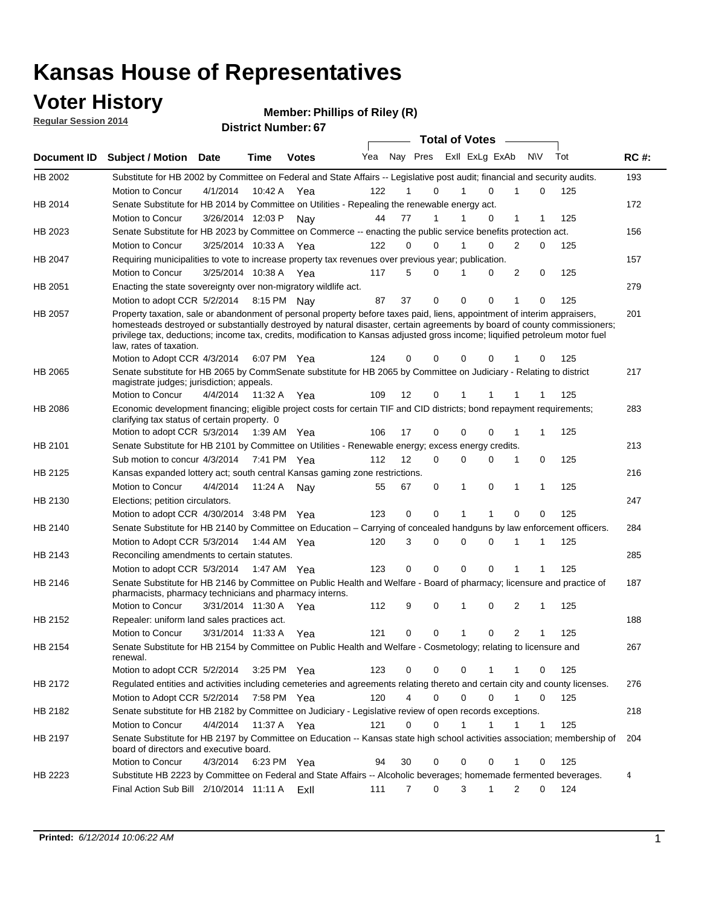# Kansas House of Representatives

## Voter History

**Regular Session 2014**

**Member: Phillips of Riley (R)**

**District Number: 67**

| Document ID | Subject / Motion | Date | Time | Votes | Yea | Nay | Pres | ExII | ExLg | ExAb | N\V | Tot | RC #: |
|---|---|---|---|---|---|---|---|---|---|---|---|---|---|
| HB 2002 | Substitute for HB 2002 by Committee on Federal and State Affairs -- Legislative post audit; financial and security audits. | | | | | | | | | | | | 193 |
| | Motion to Concur | 4/1/2014 | 10:42 A | Yea | 122 | 1 | 0 | 1 | 0 | 1 | 0 | 125 | |
| HB 2014 | Senate Substitute for HB 2014 by Committee on Utilities - Repealing the renewable energy act. | | | | | | | | | | | | 172 |
| | Motion to Concur | 3/26/2014 | 12:03 P | Nay | 44 | 77 | 1 | 1 | 0 | 1 | 1 | 125 | |
| HB 2023 | Senate Substitute for HB 2023 by Committee on Commerce -- enacting the public service benefits protection act. | | | | | | | | | | | | 156 |
| | Motion to Concur | 3/25/2014 | 10:33 A | Yea | 122 | 0 | 0 | 1 | 0 | 2 | 0 | 125 | |
| HB 2047 | Requiring municipalities to vote to increase property tax revenues over previous year; publication. | | | | | | | | | | | | 157 |
| | Motion to Concur | 3/25/2014 | 10:38 A | Yea | 117 | 5 | 0 | 1 | 0 | 2 | 0 | 125 | |
| HB 2051 | Enacting the state sovereignty over non-migratory wildlife act. | | | | | | | | | | | | 279 |
| | Motion to adopt CCR | 5/2/2014 | 8:15 PM | Nay | 87 | 37 | 0 | 0 | 0 | 1 | 0 | 125 | |
| HB 2057 | Property taxation, sale or abandonment of personal property before taxes paid, liens, appointment of interim appraisers, homesteads destroyed or substantially destroyed by natural disaster, certain agreements by board of county commissioners; privilege tax, deductions; income tax, credits, modification to Kansas adjusted gross income; liquified petroleum motor fuel law, rates of taxation. | | | | | | | | | | | | 201 |
| | Motion to Adopt CCR | 4/3/2014 | 6:07 PM | Yea | 124 | 0 | 0 | 0 | 0 | 1 | 0 | 125 | |
| HB 2065 | Senate substitute for HB 2065 by CommSenate substitute for HB 2065 by Committee on Judiciary - Relating to district magistrate judges; jurisdiction; appeals. | | | | | | | | | | | | 217 |
| | Motion to Concur | 4/4/2014 | 11:32 A | Yea | 109 | 12 | 0 | 1 | 1 | 1 | 1 | 125 | |
| HB 2086 | Economic development financing; eligible project costs for certain TIF and CID districts; bond repayment requirements; clarifying tax status of certain property. 0 | | | | | | | | | | | | 283 |
| | Motion to adopt CCR | 5/3/2014 | 1:39 AM | Yea | 106 | 17 | 0 | 0 | 0 | 1 | 1 | 125 | |
| HB 2101 | Senate Substitute for HB 2101 by Committee on Utilities - Renewable energy; excess energy credits. | | | | | | | | | | | | 213 |
| | Sub motion to concur | 4/3/2014 | 7:41 PM | Yea | 112 | 12 | 0 | 0 | 0 | 1 | 0 | 125 | |
| HB 2125 | Kansas expanded lottery act; south central Kansas gaming zone restrictions. | | | | | | | | | | | | 216 |
| | Motion to Concur | 4/4/2014 | 11:24 A | Nay | 55 | 67 | 0 | 1 | 0 | 1 | 1 | 125 | |
| HB 2130 | Elections; petition circulators. | | | | | | | | | | | | 247 |
| | Motion to adopt CCR | 4/30/2014 | 3:48 PM | Yea | 123 | 0 | 0 | 1 | 1 | 0 | 0 | 125 | |
| HB 2140 | Senate Substitute for HB 2140 by Committee on Education – Carrying of concealed handguns by law enforcement officers. | | | | | | | | | | | | 284 |
| | Motion to Adopt CCR | 5/3/2014 | 1:44 AM | Yea | 120 | 3 | 0 | 0 | 0 | 1 | 1 | 125 | |
| HB 2143 | Reconciling amendments to certain statutes. | | | | | | | | | | | | 285 |
| | Motion to adopt CCR | 5/3/2014 | 1:47 AM | Yea | 123 | 0 | 0 | 0 | 0 | 1 | 1 | 125 | |
| HB 2146 | Senate Substitute for HB 2146 by Committee on Public Health and Welfare - Board of pharmacy; licensure and practice of pharmacists, pharmacy technicians and pharmacy interns. | | | | | | | | | | | | 187 |
| | Motion to Concur | 3/31/2014 | 11:30 A | Yea | 112 | 9 | 0 | 1 | 0 | 2 | 1 | 125 | |
| HB 2152 | Repealer: uniform land sales practices act. | | | | | | | | | | | | 188 |
| | Motion to Concur | 3/31/2014 | 11:33 A | Yea | 121 | 0 | 0 | 1 | 0 | 2 | 1 | 125 | |
| HB 2154 | Senate Substitute for HB 2154 by Committee on Public Health and Welfare - Cosmetology; relating to licensure and renewal. | | | | | | | | | | | | 267 |
| | Motion to adopt CCR | 5/2/2014 | 3:25 PM | Yea | 123 | 0 | 0 | 0 | 1 | 1 | 0 | 125 | |
| HB 2172 | Regulated entities and activities including cemeteries and agreements relating thereto and certain city and county licenses. | | | | | | | | | | | | 276 |
| | Motion to Adopt CCR | 5/2/2014 | 7:58 PM | Yea | 120 | 4 | 0 | 0 | 0 | 1 | 0 | 125 | |
| HB 2182 | Senate substitute for HB 2182 by Committee on Judiciary - Legislative review of open records exceptions. | | | | | | | | | | | | 218 |
| | Motion to Concur | 4/4/2014 | 11:37 A | Yea | 121 | 0 | 0 | 1 | 1 | 1 | 1 | 125 | |
| HB 2197 | Senate Substitute for HB 2197 by Committee on Education -- Kansas state high school activities association; membership of board of directors and executive board. | | | | | | | | | | | | 204 |
| | Motion to Concur | 4/3/2014 | 6:23 PM | Yea | 94 | 30 | 0 | 0 | 0 | 1 | 0 | 125 | |
| HB 2223 | Substitute HB 2223 by Committee on Federal and State Affairs -- Alcoholic beverages; homemade fermented beverages. | | | | | | | | | | | | 4 |
| | Final Action Sub Bill | 2/10/2014 | 11:11 A | ExII | 111 | 7 | 0 | 3 | 1 | 2 | 0 | 124 | |

**Printed:** *6/12/2014 10:06:22 AM*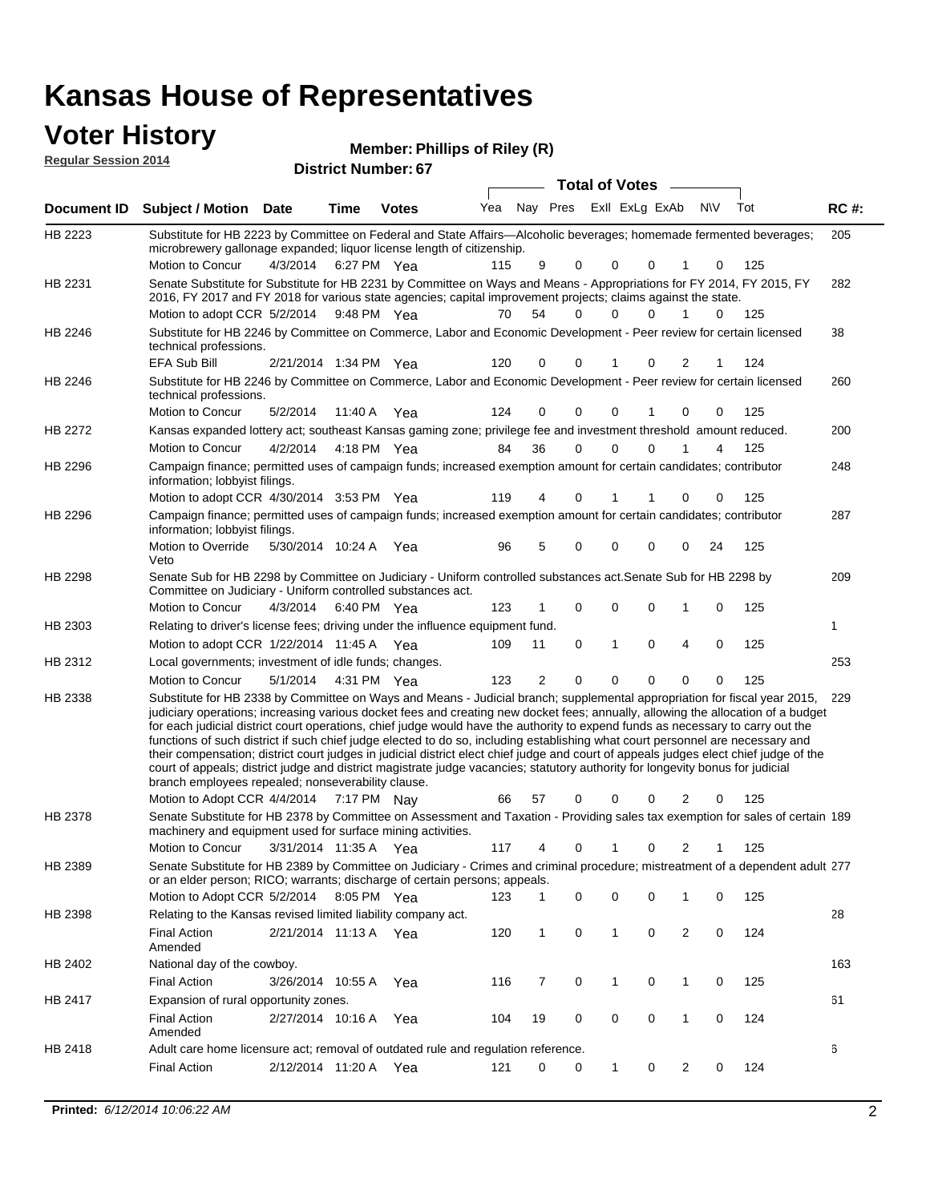# Kansas House of Representatives

## Voter History

**Regular Session 2014**

**Member: Phillips of Riley (R)**

**District Number: 67**

| Document ID | Subject / Motion | Date | Time | Votes | Yea | Nay | Pres | ExlI | ExLg | ExAb | N\V | Tot | RC #: |
|---|---|---|---|---|---|---|---|---|---|---|---|---|---|
| HB 2223 | Substitute for HB 2223 by Committee on Federal and State Affairs—Alcoholic beverages; homemade fermented beverages; microbrewery gallonage expanded; liquor license length of citizenship. | | | | | | | | | | | | 205 |
| | Motion to Concur | 4/3/2014 | 6:27 PM | Yea | 115 | 9 | 0 | 0 | 0 | 1 | 0 | 125 | |
| HB 2231 | Senate Substitute for Substitute for HB 2231 by Committee on Ways and Means - Appropriations for FY 2014, FY 2015, FY 2016, FY 2017 and FY 2018 for various state agencies; capital improvement projects; claims against the state. | | | | | | | | | | | | 282 |
| | Motion to adopt CCR | 5/2/2014 | 9:48 PM | Yea | 70 | 54 | 0 | 0 | 0 | 1 | 0 | 125 | |
| HB 2246 | Substitute for HB 2246 by Committee on Commerce, Labor and Economic Development - Peer review for certain licensed technical professions. | | | | | | | | | | | | 38 |
| | EFA Sub Bill | 2/21/2014 | 1:34 PM | Yea | 120 | 0 | 0 | 1 | 0 | 2 | 1 | 124 | |
| HB 2246 | Substitute for HB 2246 by Committee on Commerce, Labor and Economic Development - Peer review for certain licensed technical professions. | | | | | | | | | | | | 260 |
| | Motion to Concur | 5/2/2014 | 11:40 A | Yea | 124 | 0 | 0 | 0 | 1 | 0 | 0 | 125 | |
| HB 2272 | Kansas expanded lottery act; southeast Kansas gaming zone; privilege fee and investment threshold amount reduced. | | | | | | | | | | | | 200 |
| | Motion to Concur | 4/2/2014 | 4:18 PM | Yea | 84 | 36 | 0 | 0 | 0 | 1 | 4 | 125 | |
| HB 2296 | Campaign finance; permitted uses of campaign funds; increased exemption amount for certain candidates; contributor information; lobbyist filings. | | | | | | | | | | | | 248 |
| | Motion to adopt CCR | 4/30/2014 | 3:53 PM | Yea | 119 | 4 | 0 | 1 | 1 | 0 | 0 | 125 | |
| HB 2296 | Campaign finance; permitted uses of campaign funds; increased exemption amount for certain candidates; contributor information; lobbyist filings. | | | | | | | | | | | | 287 |
| | Motion to Override Veto | 5/30/2014 | 10:24 A | Yea | 96 | 5 | 0 | 0 | 0 | 0 | 24 | 125 | |
| HB 2298 | Senate Sub for HB 2298 by Committee on Judiciary - Uniform controlled substances act.Senate Sub for HB 2298 by Committee on Judiciary - Uniform controlled substances act. | | | | | | | | | | | | 209 |
| | Motion to Concur | 4/3/2014 | 6:40 PM | Yea | 123 | 1 | 0 | 0 | 0 | 1 | 0 | 125 | |
| HB 2303 | Relating to driver's license fees; driving under the influence equipment fund. | | | | | | | | | | | | 1 |
| | Motion to adopt CCR | 1/22/2014 | 11:45 A | Yea | 109 | 11 | 0 | 1 | 0 | 4 | 0 | 125 | |
| HB 2312 | Local governments; investment of idle funds; changes. | | | | | | | | | | | | 253 |
| | Motion to Concur | 5/1/2014 | 4:31 PM | Yea | 123 | 2 | 0 | 0 | 0 | 0 | 0 | 125 | |
| HB 2338 | Substitute for HB 2338 by Committee on Ways and Means - Judicial branch; supplemental appropriation for fiscal year 2015, judiciary operations; increasing various docket fees and creating new docket fees; annually, allowing the allocation of a budget for each judicial district court operations, chief judge would have the authority to expend funds as necessary to carry out the functions of such district if such chief judge elected to do so, including establishing what court personnel are necessary and their compensation; district court judges in judicial district elect chief judge and court of appeals judges elect chief judge of the court of appeals; district judge and district magistrate judge vacancies; statutory authority for longevity bonus for judicial branch employees repealed; nonseverability clause. | | | | | | | | | | | | 229 |
| | Motion to Adopt CCR | 4/4/2014 | 7:17 PM | Nay | 66 | 57 | 0 | 0 | 0 | 2 | 0 | 125 | |
| HB 2378 | Senate Substitute for HB 2378 by Committee on Assessment and Taxation - Providing sales tax exemption for sales of certain machinery and equipment used for surface mining activities. | | | | | | | | | | | | 189 |
| | Motion to Concur | 3/31/2014 | 11:35 A | Yea | 117 | 4 | 0 | 1 | 0 | 2 | 1 | 125 | |
| HB 2389 | Senate Substitute for HB 2389 by Committee on Judiciary - Crimes and criminal procedure; mistreatment of a dependent adult or an elder person; RICO; warrants; discharge of certain persons; appeals. | | | | | | | | | | | | 277 |
| | Motion to Adopt CCR | 5/2/2014 | 8:05 PM | Yea | 123 | 1 | 0 | 0 | 0 | 1 | 0 | 125 | |
| HB 2398 | Relating to the Kansas revised limited liability company act. | | | | | | | | | | | | 28 |
| | Final Action Amended | 2/21/2014 | 11:13 A | Yea | 120 | 1 | 0 | 1 | 0 | 2 | 0 | 124 | |
| HB 2402 | National day of the cowboy. | | | | | | | | | | | | 163 |
| | Final Action | 3/26/2014 | 10:55 A | Yea | 116 | 7 | 0 | 1 | 0 | 1 | 0 | 125 | |
| HB 2417 | Expansion of rural opportunity zones. | | | | | | | | | | | | 61 |
| | Final Action Amended | 2/27/2014 | 10:16 A | Yea | 104 | 19 | 0 | 0 | 0 | 1 | 0 | 124 | |
| HB 2418 | Adult care home licensure act; removal of outdated rule and regulation reference. | | | | | | | | | | | | 6 |
| | Final Action | 2/12/2014 | 11:20 A | Yea | 121 | 0 | 0 | 1 | 0 | 2 | 0 | 124 | |

**Printed:** *6/12/2014 10:06:22 AM*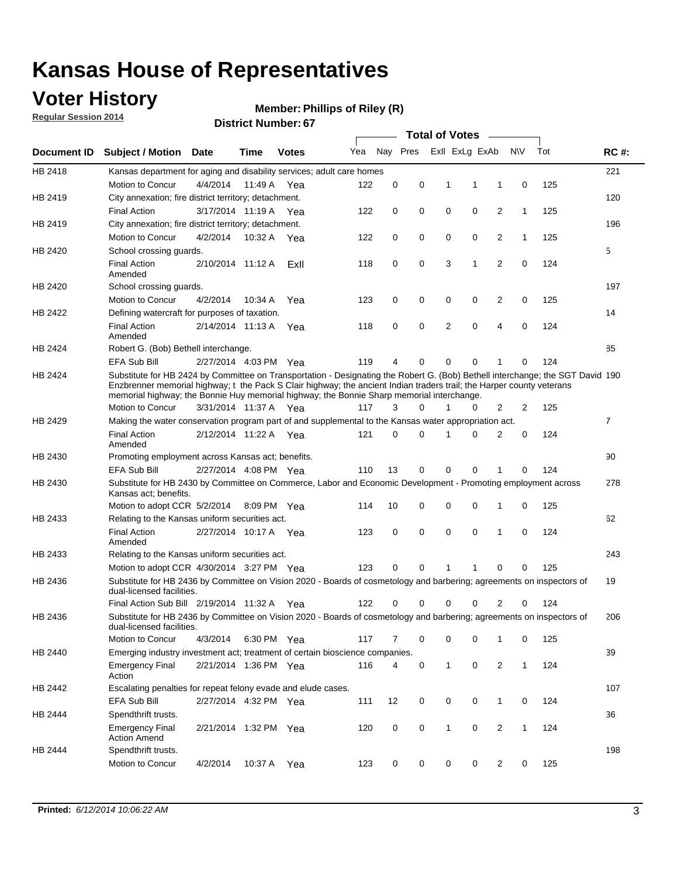# Kansas House of Representatives

## Voter History

**Regular Session 2014**

**Member: Phillips of Riley (R)**

**District Number: 67**

| Document ID | Subject / Motion | Date | Time | Votes | Yea | Nay | Pres | ExII | ExLg | ExAb | N\V | Tot | RC #: |
|---|---|---|---|---|---|---|---|---|---|---|---|---|---|
| HB 2418 | Kansas department for aging and disability services; adult care homes | | | | | | | | | | | | 221 |
| | Motion to Concur | 4/4/2014 | 11:49 A | Yea | 122 | 0 | 0 | 1 | 1 | 1 | 0 | 125 | |
| HB 2419 | City annexation; fire district territory; detachment. | | | | | | | | | | | | 120 |
| | Final Action | 3/17/2014 | 11:19 A | Yea | 122 | 0 | 0 | 0 | 0 | 2 | 1 | 125 | |
| HB 2419 | City annexation; fire district territory; detachment. | | | | | | | | | | | | 196 |
| | Motion to Concur | 4/2/2014 | 10:32 A | Yea | 122 | 0 | 0 | 0 | 0 | 2 | 1 | 125 | |
| HB 2420 | School crossing guards. | | | | | | | | | | | | 5 |
| | Final Action Amended | 2/10/2014 | 11:12 A | ExII | 118 | 0 | 0 | 3 | 1 | 2 | 0 | 124 | |
| HB 2420 | School crossing guards. | | | | | | | | | | | | 197 |
| | Motion to Concur | 4/2/2014 | 10:34 A | Yea | 123 | 0 | 0 | 0 | 0 | 2 | 0 | 125 | |
| HB 2422 | Defining watercraft for purposes of taxation. | | | | | | | | | | | | 14 |
| | Final Action Amended | 2/14/2014 | 11:13 A | Yea | 118 | 0 | 0 | 2 | 0 | 4 | 0 | 124 | |
| HB 2424 | Robert G. (Bob) Bethell interchange. | | | | | | | | | | | | 85 |
| | EFA Sub Bill | 2/27/2014 | 4:03 PM | Yea | 119 | 4 | 0 | 0 | 0 | 1 | 0 | 124 | |
| HB 2424 | Substitute for HB 2424 by Committee on Transportation - Designating the Robert G. (Bob) Bethell interchange; the SGT David Enzbrenner memorial highway; t the Pack S Clair highway; the ancient Indian traders trail; the Harper county veterans memorial highway; the Bonnie Huy memorial highway; the Bonnie Sharp memorial interchange. | | | | | | | | | | | | 190 |
| | Motion to Concur | 3/31/2014 | 11:37 A | Yea | 117 | 3 | 0 | 1 | 0 | 2 | 2 | 125 | |
| HB 2429 | Making the water conservation program part of and supplemental to the Kansas water appropriation act. | | | | | | | | | | | | 7 |
| | Final Action Amended | 2/12/2014 | 11:22 A | Yea | 121 | 0 | 0 | 1 | 0 | 2 | 0 | 124 | |
| HB 2430 | Promoting employment across Kansas act; benefits. | | | | | | | | | | | | 90 |
| | EFA Sub Bill | 2/27/2014 | 4:08 PM | Yea | 110 | 13 | 0 | 0 | 0 | 1 | 0 | 124 | |
| HB 2430 | Substitute for HB 2430 by Committee on Commerce, Labor and Economic Development - Promoting employment across Kansas act; benefits. | | | | | | | | | | | | 278 |
| | Motion to adopt CCR | 5/2/2014 | 8:09 PM | Yea | 114 | 10 | 0 | 0 | 0 | 1 | 0 | 125 | |
| HB 2433 | Relating to the Kansas uniform securities act. | | | | | | | | | | | | 62 |
| | Final Action Amended | 2/27/2014 | 10:17 A | Yea | 123 | 0 | 0 | 0 | 0 | 1 | 0 | 124 | |
| HB 2433 | Relating to the Kansas uniform securities act. | | | | | | | | | | | | 243 |
| | Motion to adopt CCR | 4/30/2014 | 3:27 PM | Yea | 123 | 0 | 0 | 1 | 1 | 0 | 0 | 125 | |
| HB 2436 | Substitute for HB 2436 by Committee on Vision 2020 - Boards of cosmetology and barbering; agreements on inspectors of dual-licensed facilities. | | | | | | | | | | | | 19 |
| | Final Action Sub Bill | 2/19/2014 | 11:32 A | Yea | 122 | 0 | 0 | 0 | 0 | 2 | 0 | 124 | |
| HB 2436 | Substitute for HB 2436 by Committee on Vision 2020 - Boards of cosmetology and barbering; agreements on inspectors of dual-licensed facilities. | | | | | | | | | | | | 206 |
| | Motion to Concur | 4/3/2014 | 6:30 PM | Yea | 117 | 7 | 0 | 0 | 0 | 1 | 0 | 125 | |
| HB 2440 | Emerging industry investment act; treatment of certain bioscience companies. | | | | | | | | | | | | 39 |
| | Emergency Final Action | 2/21/2014 | 1:36 PM | Yea | 116 | 4 | 0 | 1 | 0 | 2 | 1 | 124 | |
| HB 2442 | Escalating penalties for repeat felony evade and elude cases. | | | | | | | | | | | | 107 |
| | EFA Sub Bill | 2/27/2014 | 4:32 PM | Yea | 111 | 12 | 0 | 0 | 0 | 1 | 0 | 124 | |
| HB 2444 | Spendthrift trusts. | | | | | | | | | | | | 36 |
| | Emergency Final Action Amend | 2/21/2014 | 1:32 PM | Yea | 120 | 0 | 0 | 1 | 0 | 2 | 1 | 124 | |
| HB 2444 | Spendthrift trusts. | | | | | | | | | | | | 198 |
| | Motion to Concur | 4/2/2014 | 10:37 A | Yea | 123 | 0 | 0 | 0 | 0 | 2 | 0 | 125 | |

**Printed:** *6/12/2014 10:06:22 AM*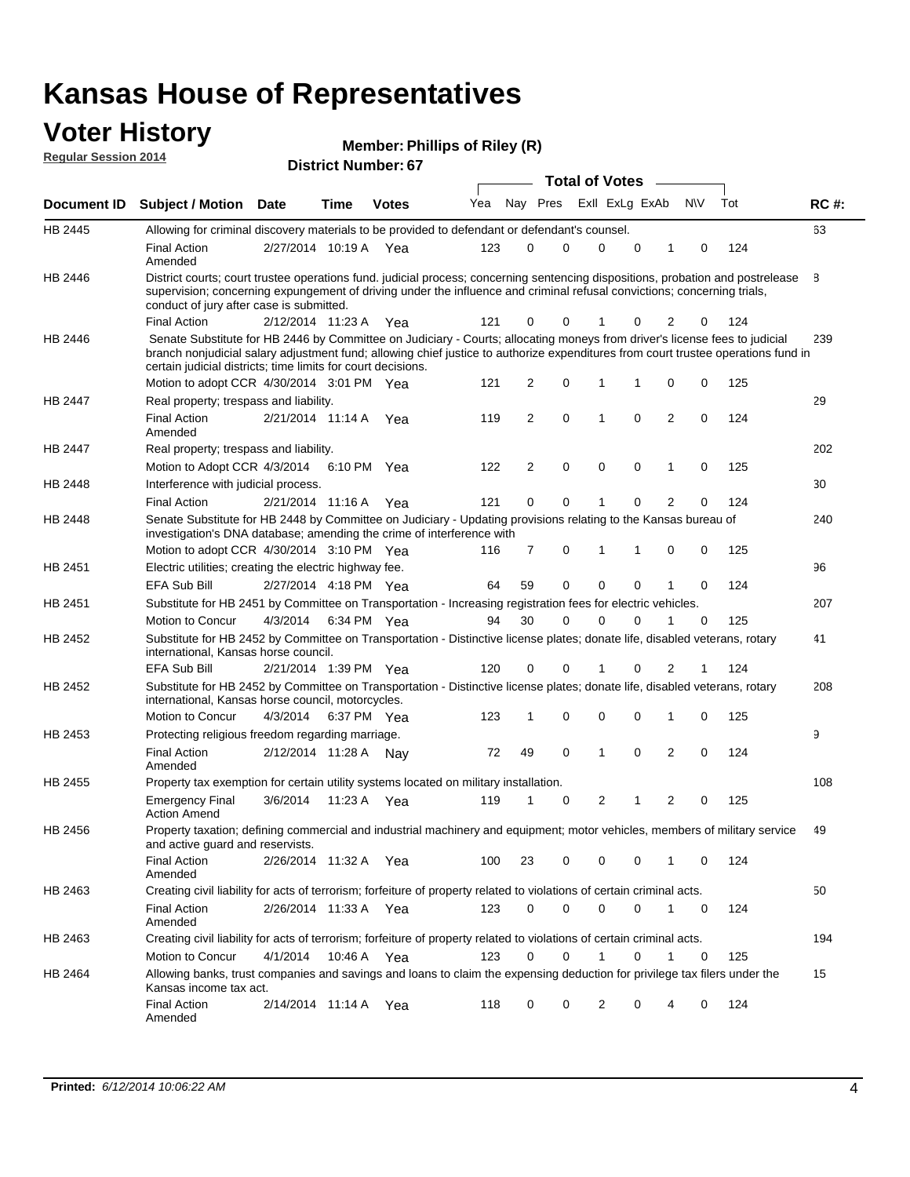# Kansas House of Representatives

## Voter History

**Regular Session 2014**

**Member: Phillips of Riley (R)**

**District Number: 67**

| Document ID | Subject / Motion | Date | Time | Votes | Yea | Nay | Pres | ExII | ExLg | ExAb | N\V | Tot | RC #: |
|---|---|---|---|---|---|---|---|---|---|---|---|---|---|
| HB 2445 | Allowing for criminal discovery materials to be provided to defendant or defendant's counsel. | | | | | | | | | | | | 63 |
| | Final Action Amended | 2/27/2014 | 10:19 A | Yea | 123 | 0 | 0 | 0 | 0 | 1 | 0 | 124 | |
| HB 2446 | District courts; court trustee operations fund. judicial process; concerning sentencing dispositions, probation and postrelease supervision; concerning expungement of driving under the influence and criminal refusal convictions; concerning trials, conduct of jury after case is submitted. | | | | | | | | | | | | 8 |
| | Final Action | 2/12/2014 | 11:23 A | Yea | 121 | 0 | 0 | 1 | 0 | 2 | 0 | 124 | |
| HB 2446 | Senate Substitute for HB 2446 by Committee on Judiciary - Courts; allocating moneys from driver's license fees to judicial branch nonjudicial salary adjustment fund; allowing chief justice to authorize expenditures from court trustee operations fund in certain judicial districts; time limits for court decisions. | | | | | | | | | | | | 239 |
| | Motion to adopt CCR | 4/30/2014 | 3:01 PM | Yea | 121 | 2 | 0 | 1 | 1 | 0 | 0 | 125 | |
| HB 2447 | Real property; trespass and liability. | | | | | | | | | | | | 29 |
| | Final Action Amended | 2/21/2014 | 11:14 A | Yea | 119 | 2 | 0 | 1 | 0 | 2 | 0 | 124 | |
| HB 2447 | Real property; trespass and liability. | | | | | | | | | | | | 202 |
| | Motion to Adopt CCR | 4/3/2014 | 6:10 PM | Yea | 122 | 2 | 0 | 0 | 0 | 1 | 0 | 125 | |
| HB 2448 | Interference with judicial process. | | | | | | | | | | | | 30 |
| | Final Action | 2/21/2014 | 11:16 A | Yea | 121 | 0 | 0 | 1 | 0 | 2 | 0 | 124 | |
| HB 2448 | Senate Substitute for HB 2448 by Committee on Judiciary - Updating provisions relating to the Kansas bureau of investigation's DNA database; amending the crime of interference with | | | | | | | | | | | | 240 |
| | Motion to adopt CCR | 4/30/2014 | 3:10 PM | Yea | 116 | 7 | 0 | 1 | 1 | 0 | 0 | 125 | |
| HB 2451 | Electric utilities; creating the electric highway fee. | | | | | | | | | | | | 96 |
| | EFA Sub Bill | 2/27/2014 | 4:18 PM | Yea | 64 | 59 | 0 | 0 | 0 | 1 | 0 | 124 | |
| HB 2451 | Substitute for HB 2451 by Committee on Transportation - Increasing registration fees for electric vehicles. | | | | | | | | | | | | 207 |
| | Motion to Concur | 4/3/2014 | 6:34 PM | Yea | 94 | 30 | 0 | 0 | 0 | 1 | 0 | 125 | |
| HB 2452 | Substitute for HB 2452 by Committee on Transportation - Distinctive license plates; donate life, disabled veterans, rotary international, Kansas horse council. | | | | | | | | | | | | 41 |
| | EFA Sub Bill | 2/21/2014 | 1:39 PM | Yea | 120 | 0 | 0 | 1 | 0 | 2 | 1 | 124 | |
| HB 2452 | Substitute for HB 2452 by Committee on Transportation - Distinctive license plates; donate life, disabled veterans, rotary international, Kansas horse council, motorcycles. | | | | | | | | | | | | 208 |
| | Motion to Concur | 4/3/2014 | 6:37 PM | Yea | 123 | 1 | 0 | 0 | 0 | 1 | 0 | 125 | |
| HB 2453 | Protecting religious freedom regarding marriage. | | | | | | | | | | | | 9 |
| | Final Action Amended | 2/12/2014 | 11:28 A | Nay | 72 | 49 | 0 | 1 | 0 | 2 | 0 | 124 | |
| HB 2455 | Property tax exemption for certain utility systems located on military installation. | | | | | | | | | | | | 108 |
| | Emergency Final Action Amend | 3/6/2014 | 11:23 A | Yea | 119 | 1 | 0 | 2 | 1 | 2 | 0 | 125 | |
| HB 2456 | Property taxation; defining commercial and industrial machinery and equipment; motor vehicles, members of military service and active guard and reservists. | | | | | | | | | | | | 49 |
| | Final Action Amended | 2/26/2014 | 11:32 A | Yea | 100 | 23 | 0 | 0 | 0 | 1 | 0 | 124 | |
| HB 2463 | Creating civil liability for acts of terrorism; forfeiture of property related to violations of certain criminal acts. | | | | | | | | | | | | 50 |
| | Final Action Amended | 2/26/2014 | 11:33 A | Yea | 123 | 0 | 0 | 0 | 0 | 1 | 0 | 124 | |
| HB 2463 | Creating civil liability for acts of terrorism; forfeiture of property related to violations of certain criminal acts. | | | | | | | | | | | | 194 |
| | Motion to Concur | 4/1/2014 | 10:46 A | Yea | 123 | 0 | 0 | 1 | 0 | 1 | 0 | 125 | |
| HB 2464 | Allowing banks, trust companies and savings and loans to claim the expensing deduction for privilege tax filers under the Kansas income tax act. | | | | | | | | | | | | 15 |
| | Final Action Amended | 2/14/2014 | 11:14 A | Yea | 118 | 0 | 0 | 2 | 0 | 4 | 0 | 124 | |

**Printed:** *6/12/2014 10:06:22 AM*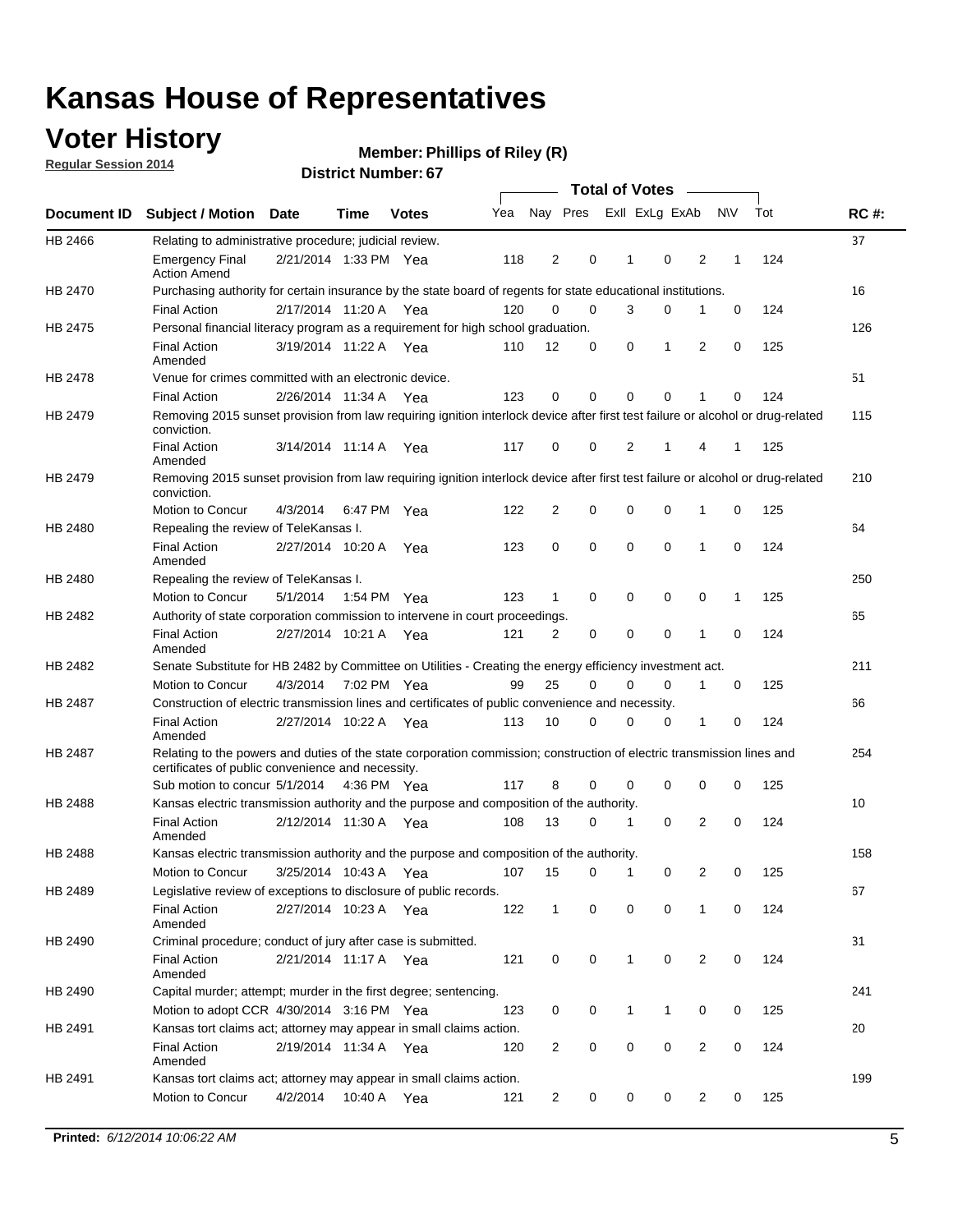# Kansas House of Representatives

## Voter History

**Regular Session 2014**

**Member: Phillips of Riley (R)**

**District Number: 67**

| Document ID | Subject / Motion | Date | Time | Votes | Yea | Nay | Pres | ExII | ExLg | ExAb | N\V | Tot | RC #: |
|---|---|---|---|---|---|---|---|---|---|---|---|---|---|
| HB 2466 | Relating to administrative procedure; judicial review. | | | | | | | | | | | | 37 |
| | Emergency Final Action Amend | 2/21/2014 | 1:33 PM | Yea | 118 | 2 | 0 | 1 | 0 | 2 | 1 | 124 | |
| HB 2470 | Purchasing authority for certain insurance by the state board of regents for state educational institutions. | | | | | | | | | | | | 16 |
| | Final Action | 2/17/2014 | 11:20 A | Yea | 120 | 0 | 0 | 3 | 0 | 1 | 0 | 124 | |
| HB 2475 | Personal financial literacy program as a requirement for high school graduation. | | | | | | | | | | | | 126 |
| | Final Action Amended | 3/19/2014 | 11:22 A | Yea | 110 | 12 | 0 | 0 | 1 | 2 | 0 | 125 | |
| HB 2478 | Venue for crimes committed with an electronic device. | | | | | | | | | | | | 51 |
| | Final Action | 2/26/2014 | 11:34 A | Yea | 123 | 0 | 0 | 0 | 0 | 1 | 0 | 124 | |
| HB 2479 | Removing 2015 sunset provision from law requiring ignition interlock device after first test failure or alcohol or drug-related conviction. | | | | | | | | | | | | 115 |
| | Final Action Amended | 3/14/2014 | 11:14 A | Yea | 117 | 0 | 0 | 2 | 1 | 4 | 1 | 125 | |
| HB 2479 | Removing 2015 sunset provision from law requiring ignition interlock device after first test failure or alcohol or drug-related conviction. | | | | | | | | | | | | 210 |
| | Motion to Concur | 4/3/2014 | 6:47 PM | Yea | 122 | 2 | 0 | 0 | 0 | 1 | 0 | 125 | |
| HB 2480 | Repealing the review of TeleKansas I. | | | | | | | | | | | | 64 |
| | Final Action Amended | 2/27/2014 | 10:20 A | Yea | 123 | 0 | 0 | 0 | 0 | 1 | 0 | 124 | |
| HB 2480 | Repealing the review of TeleKansas I. | | | | | | | | | | | | 250 |
| | Motion to Concur | 5/1/2014 | 1:54 PM | Yea | 123 | 1 | 0 | 0 | 0 | 0 | 1 | 125 | |
| HB 2482 | Authority of state corporation commission to intervene in court proceedings. | | | | | | | | | | | | 65 |
| | Final Action Amended | 2/27/2014 | 10:21 A | Yea | 121 | 2 | 0 | 0 | 0 | 1 | 0 | 124 | |
| HB 2482 | Senate Substitute for HB 2482 by Committee on Utilities - Creating the energy efficiency investment act. | | | | | | | | | | | | 211 |
| | Motion to Concur | 4/3/2014 | 7:02 PM | Yea | 99 | 25 | 0 | 0 | 0 | 1 | 0 | 125 | |
| HB 2487 | Construction of electric transmission lines and certificates of public convenience and necessity. | | | | | | | | | | | | 66 |
| | Final Action Amended | 2/27/2014 | 10:22 A | Yea | 113 | 10 | 0 | 0 | 0 | 1 | 0 | 124 | |
| HB 2487 | Relating to the powers and duties of the state corporation commission; construction of electric transmission lines and certificates of public convenience and necessity. | | | | | | | | | | | | 254 |
| | Sub motion to concur | 5/1/2014 | 4:36 PM | Yea | 117 | 8 | 0 | 0 | 0 | 0 | 0 | 125 | |
| HB 2488 | Kansas electric transmission authority and the purpose and composition of the authority. | | | | | | | | | | | | 10 |
| | Final Action Amended | 2/12/2014 | 11:30 A | Yea | 108 | 13 | 0 | 1 | 0 | 2 | 0 | 124 | |
| HB 2488 | Kansas electric transmission authority and the purpose and composition of the authority. | | | | | | | | | | | | 158 |
| | Motion to Concur | 3/25/2014 | 10:43 A | Yea | 107 | 15 | 0 | 1 | 0 | 2 | 0 | 125 | |
| HB 2489 | Legislative review of exceptions to disclosure of public records. | | | | | | | | | | | | 67 |
| | Final Action Amended | 2/27/2014 | 10:23 A | Yea | 122 | 1 | 0 | 0 | 0 | 1 | 0 | 124 | |
| HB 2490 | Criminal procedure; conduct of jury after case is submitted. | | | | | | | | | | | | 31 |
| | Final Action Amended | 2/21/2014 | 11:17 A | Yea | 121 | 0 | 0 | 1 | 0 | 2 | 0 | 124 | |
| HB 2490 | Capital murder; attempt; murder in the first degree; sentencing. | | | | | | | | | | | | 241 |
| | Motion to adopt CCR | 4/30/2014 | 3:16 PM | Yea | 123 | 0 | 0 | 1 | 1 | 0 | 0 | 125 | |
| HB 2491 | Kansas tort claims act; attorney may appear in small claims action. | | | | | | | | | | | | 20 |
| | Final Action Amended | 2/19/2014 | 11:34 A | Yea | 120 | 2 | 0 | 0 | 0 | 2 | 0 | 124 | |
| HB 2491 | Kansas tort claims act; attorney may appear in small claims action. | | | | | | | | | | | | 199 |
| | Motion to Concur | 4/2/2014 | 10:40 A | Yea | 121 | 2 | 0 | 0 | 0 | 2 | 0 | 125 | |

**Printed:** *6/12/2014 10:06:22 AM*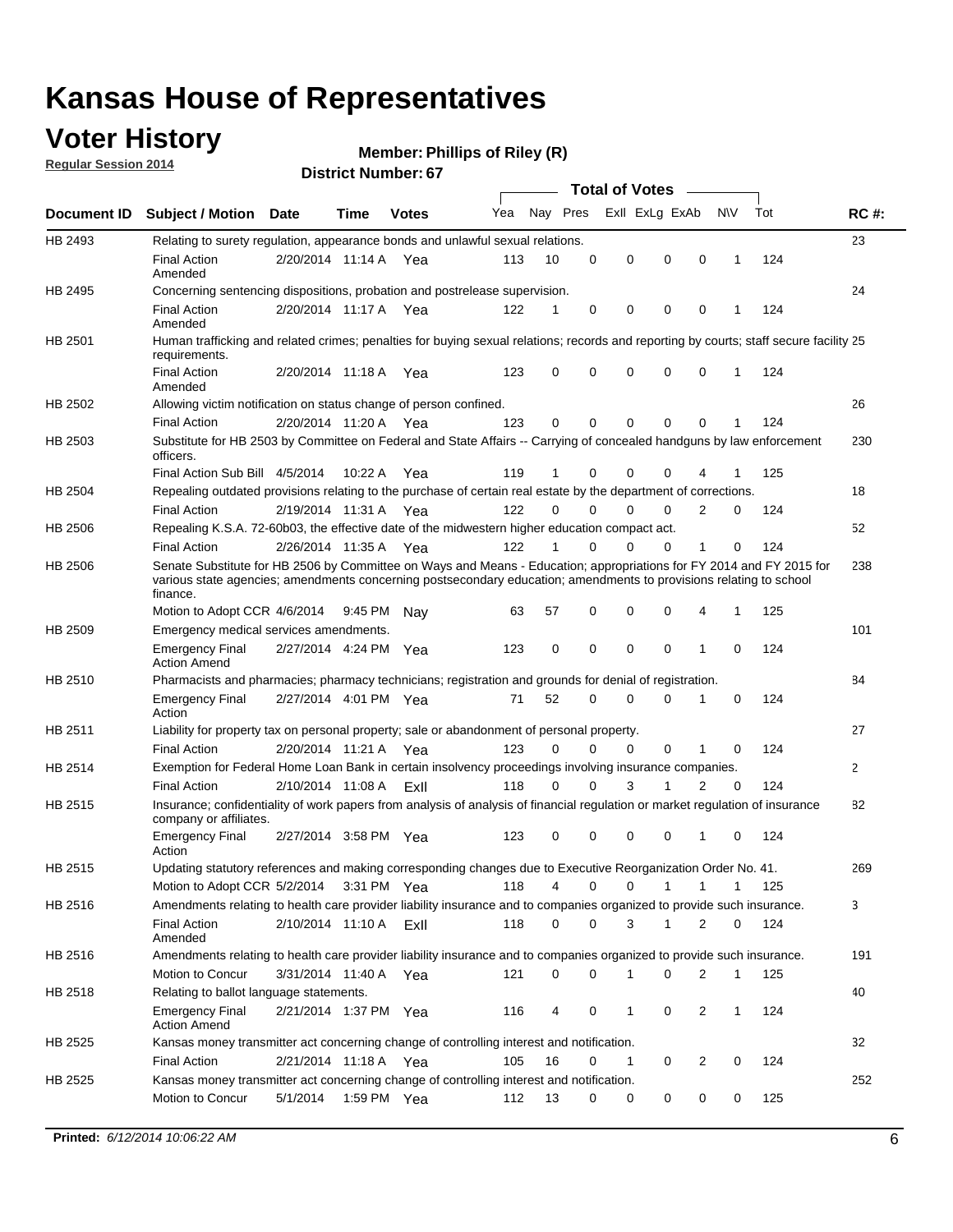# Kansas House of Representatives

## Voter History

**Regular Session 2014**

**Member: Phillips of Riley (R)**

**District Number: 67**

| Document ID | Subject / Motion | Date | Time | Votes | Yea | Nay | Pres | ExII | ExLg | ExAb | N\V | Tot | RC #: |
|---|---|---|---|---|---|---|---|---|---|---|---|---|---|
| HB 2493 | Relating to surety regulation, appearance bonds and unlawful sexual relations. | | | | | | | | | | | | 23 |
| | Final Action Amended | 2/20/2014 | 11:14 A | Yea | 113 | 10 | 0 | 0 | 0 | 0 | 1 | 124 | |
| HB 2495 | Concerning sentencing dispositions, probation and postrelease supervision. | | | | | | | | | | | | 24 |
| | Final Action Amended | 2/20/2014 | 11:17 A | Yea | 122 | 1 | 0 | 0 | 0 | 0 | 1 | 124 | |
| HB 2501 | Human trafficking and related crimes; penalties for buying sexual relations; records and reporting by courts; staff secure facility requirements. | | | | | | | | | | | | 25 |
| | Final Action Amended | 2/20/2014 | 11:18 A | Yea | 123 | 0 | 0 | 0 | 0 | 0 | 1 | 124 | |
| HB 2502 | Allowing victim notification on status change of person confined. | | | | | | | | | | | | 26 |
| | Final Action | 2/20/2014 | 11:20 A | Yea | 123 | 0 | 0 | 0 | 0 | 0 | 1 | 124 | |
| HB 2503 | Substitute for HB 2503 by Committee on Federal and State Affairs -- Carrying of concealed handguns by law enforcement officers. | | | | | | | | | | | | 230 |
| | Final Action Sub Bill | 4/5/2014 | 10:22 A | Yea | 119 | 1 | 0 | 0 | 0 | 4 | 1 | 125 | |
| HB 2504 | Repealing outdated provisions relating to the purchase of certain real estate by the department of corrections. | | | | | | | | | | | | 18 |
| | Final Action | 2/19/2014 | 11:31 A | Yea | 122 | 0 | 0 | 0 | 0 | 2 | 0 | 124 | |
| HB 2506 | Repealing K.S.A. 72-60b03, the effective date of the midwestern higher education compact act. | | | | | | | | | | | | 52 |
| | Final Action | 2/26/2014 | 11:35 A | Yea | 122 | 1 | 0 | 0 | 0 | 1 | 0 | 124 | |
| HB 2506 | Senate Substitute for HB 2506 by Committee on Ways and Means - Education; appropriations for FY 2014 and FY 2015 for various state agencies; amendments concerning postsecondary education; amendments to provisions relating to school finance. | | | | | | | | | | | | 238 |
| | Motion to Adopt CCR | 4/6/2014 | 9:45 PM | Nay | 63 | 57 | 0 | 0 | 0 | 4 | 1 | 125 | |
| HB 2509 | Emergency medical services amendments. | | | | | | | | | | | | 101 |
| | Emergency Final Action Amend | 2/27/2014 | 4:24 PM | Yea | 123 | 0 | 0 | 0 | 0 | 1 | 0 | 124 | |
| HB 2510 | Pharmacists and pharmacies; pharmacy technicians; registration and grounds for denial of registration. | | | | | | | | | | | | 84 |
| | Emergency Final Action | 2/27/2014 | 4:01 PM | Yea | 71 | 52 | 0 | 0 | 0 | 1 | 0 | 124 | |
| HB 2511 | Liability for property tax on personal property; sale or abandonment of personal property. | | | | | | | | | | | | 27 |
| | Final Action | 2/20/2014 | 11:21 A | Yea | 123 | 0 | 0 | 0 | 0 | 1 | 0 | 124 | |
| HB 2514 | Exemption for Federal Home Loan Bank in certain insolvency proceedings involving insurance companies. | | | | | | | | | | | | 2 |
| | Final Action | 2/10/2014 | 11:08 A | ExII | 118 | 0 | 0 | 3 | 1 | 2 | 0 | 124 | |
| HB 2515 | Insurance; confidentiality of work papers from analysis of analysis of financial regulation or market regulation of insurance company or affiliates. | | | | | | | | | | | | 82 |
| | Emergency Final Action | 2/27/2014 | 3:58 PM | Yea | 123 | 0 | 0 | 0 | 0 | 1 | 0 | 124 | |
| HB 2515 | Updating statutory references and making corresponding changes due to Executive Reorganization Order No. 41. | | | | | | | | | | | | 269 |
| | Motion to Adopt CCR | 5/2/2014 | 3:31 PM | Yea | 118 | 4 | 0 | 0 | 1 | 1 | 1 | 125 | |
| HB 2516 | Amendments relating to health care provider liability insurance and to companies organized to provide such insurance. | | | | | | | | | | | | 3 |
| | Final Action Amended | 2/10/2014 | 11:10 A | ExII | 118 | 0 | 0 | 3 | 1 | 2 | 0 | 124 | |
| HB 2516 | Amendments relating to health care provider liability insurance and to companies organized to provide such insurance. | | | | | | | | | | | | 191 |
| | Motion to Concur | 3/31/2014 | 11:40 A | Yea | 121 | 0 | 0 | 1 | 0 | 2 | 1 | 125 | |
| HB 2518 | Relating to ballot language statements. | | | | | | | | | | | | 40 |
| | Emergency Final Action Amend | 2/21/2014 | 1:37 PM | Yea | 116 | 4 | 0 | 1 | 0 | 2 | 1 | 124 | |
| HB 2525 | Kansas money transmitter act concerning change of controlling interest and notification. | | | | | | | | | | | | 32 |
| | Final Action | 2/21/2014 | 11:18 A | Yea | 105 | 16 | 0 | 1 | 0 | 2 | 0 | 124 | |
| HB 2525 | Kansas money transmitter act concerning change of controlling interest and notification. | | | | | | | | | | | | 252 |
| | Motion to Concur | 5/1/2014 | 1:59 PM | Yea | 112 | 13 | 0 | 0 | 0 | 0 | 0 | 125 | |

**Printed:** *6/12/2014 10:06:22 AM*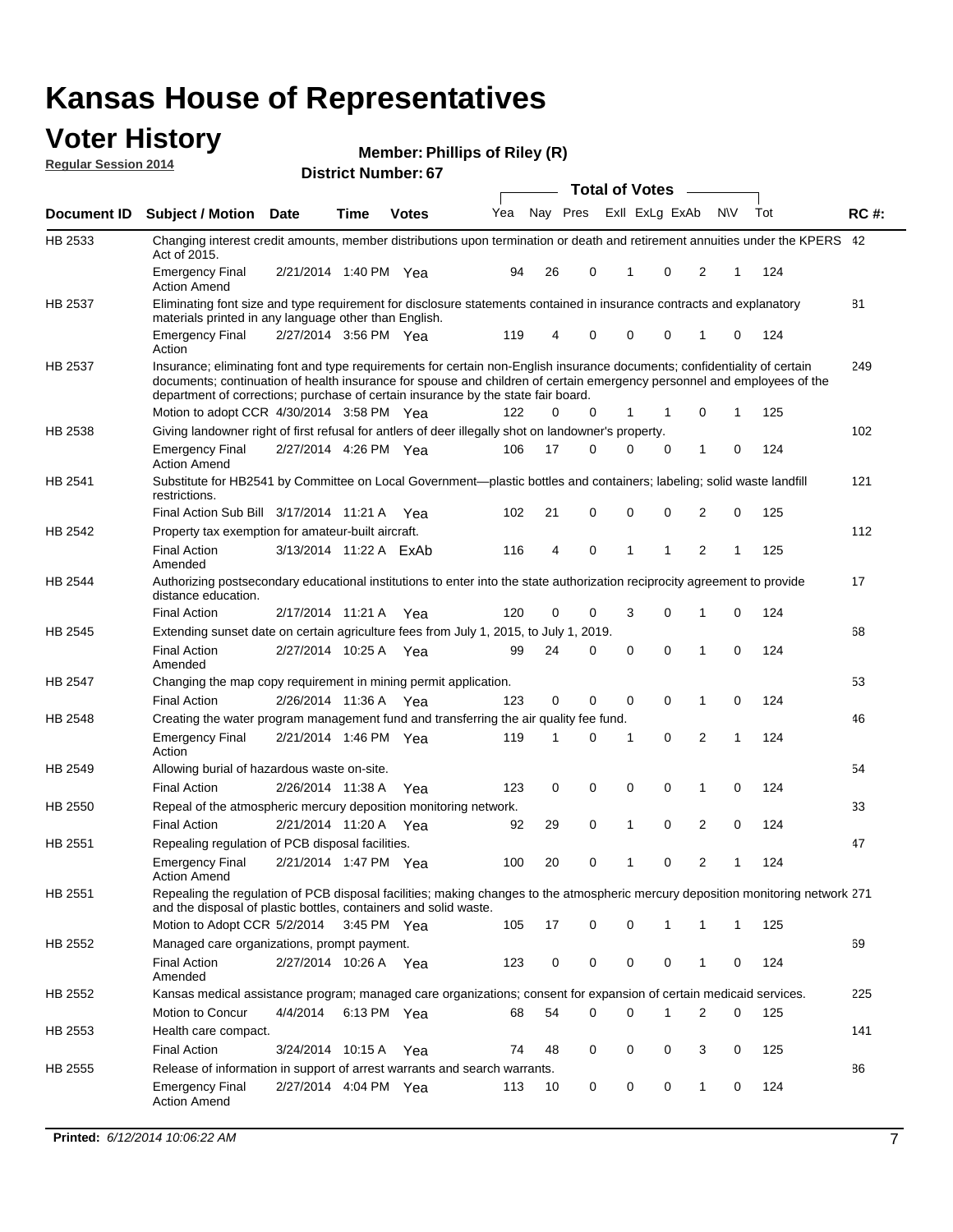# Kansas House of Representatives

## Voter History

**Regular Session 2014**

**Member: Phillips of Riley (R)**

**District Number: 67**

| Document ID | Subject / Motion | Date | Time | Votes | Yea | Nay | Pres | ExII | ExLg | ExAb | N\V | Tot | RC #: |
|---|---|---|---|---|---|---|---|---|---|---|---|---|---|
| HB 2533 | Changing interest credit amounts, member distributions upon termination or death and retirement annuities under the KPERS Act of 2015. | | | | | | | | | | | | 42 |
| | Emergency Final Action Amend | 2/21/2014 | 1:40 PM | Yea | 94 | 26 | 0 | 1 | 0 | 2 | 1 | 124 | |
| HB 2537 | Eliminating font size and type requirement for disclosure statements contained in insurance contracts and explanatory materials printed in any language other than English. | | | | | | | | | | | | 81 |
| | Emergency Final Action | 2/27/2014 | 3:56 PM | Yea | 119 | 4 | 0 | 0 | 0 | 1 | 0 | 124 | |
| HB 2537 | Insurance; eliminating font and type requirements for certain non-English insurance documents; confidentiality of certain documents; continuation of health insurance for spouse and children of certain emergency personnel and employees of the department of corrections; purchase of certain insurance by the state fair board. | | | | | | | | | | | | 249 |
| | Motion to adopt CCR | 4/30/2014 | 3:58 PM | Yea | 122 | 0 | 0 | 1 | 1 | 0 | 1 | 125 | |
| HB 2538 | Giving landowner right of first refusal for antlers of deer illegally shot on landowner's property. | | | | | | | | | | | | 102 |
| | Emergency Final Action Amend | 2/27/2014 | 4:26 PM | Yea | 106 | 17 | 0 | 0 | 0 | 1 | 0 | 124 | |
| HB 2541 | Substitute for HB2541 by Committee on Local Government—plastic bottles and containers; labeling; solid waste landfill restrictions. | | | | | | | | | | | | 121 |
| | Final Action Sub Bill | 3/17/2014 | 11:21 A | Yea | 102 | 21 | 0 | 0 | 0 | 2 | 0 | 125 | |
| HB 2542 | Property tax exemption for amateur-built aircraft. | | | | | | | | | | | | 112 |
| | Final Action Amended | 3/13/2014 | 11:22 A | ExAb | 116 | 4 | 0 | 1 | 1 | 2 | 1 | 125 | |
| HB 2544 | Authorizing postsecondary educational institutions to enter into the state authorization reciprocity agreement to provide distance education. | | | | | | | | | | | | 17 |
| | Final Action | 2/17/2014 | 11:21 A | Yea | 120 | 0 | 0 | 3 | 0 | 1 | 0 | 124 | |
| HB 2545 | Extending sunset date on certain agriculture fees from July 1, 2015, to July 1, 2019. | | | | | | | | | | | | 68 |
| | Final Action Amended | 2/27/2014 | 10:25 A | Yea | 99 | 24 | 0 | 0 | 0 | 1 | 0 | 124 | |
| HB 2547 | Changing the map copy requirement in mining permit application. | | | | | | | | | | | | 53 |
| | Final Action | 2/26/2014 | 11:36 A | Yea | 123 | 0 | 0 | 0 | 0 | 1 | 0 | 124 | |
| HB 2548 | Creating the water program management fund and transferring the air quality fee fund. | | | | | | | | | | | | 46 |
| | Emergency Final Action | 2/21/2014 | 1:46 PM | Yea | 119 | 1 | 0 | 1 | 0 | 2 | 1 | 124 | |
| HB 2549 | Allowing burial of hazardous waste on-site. | | | | | | | | | | | | 54 |
| | Final Action | 2/26/2014 | 11:38 A | Yea | 123 | 0 | 0 | 0 | 0 | 1 | 0 | 124 | |
| HB 2550 | Repeal of the atmospheric mercury deposition monitoring network. | | | | | | | | | | | | 33 |
| | Final Action | 2/21/2014 | 11:20 A | Yea | 92 | 29 | 0 | 1 | 0 | 2 | 0 | 124 | |
| HB 2551 | Repealing regulation of PCB disposal facilities. | | | | | | | | | | | | 47 |
| | Emergency Final Action Amend | 2/21/2014 | 1:47 PM | Yea | 100 | 20 | 0 | 1 | 0 | 2 | 1 | 124 | |
| HB 2551 | Repealing the regulation of PCB disposal facilities; making changes to the atmospheric mercury deposition monitoring network and the disposal of plastic bottles, containers and solid waste. | | | | | | | | | | | | 271 |
| | Motion to Adopt CCR | 5/2/2014 | 3:45 PM | Yea | 105 | 17 | 0 | 0 | 1 | 1 | 1 | 125 | |
| HB 2552 | Managed care organizations, prompt payment. | | | | | | | | | | | | 69 |
| | Final Action Amended | 2/27/2014 | 10:26 A | Yea | 123 | 0 | 0 | 0 | 0 | 1 | 0 | 124 | |
| HB 2552 | Kansas medical assistance program; managed care organizations; consent for expansion of certain medicaid services. | | | | | | | | | | | | 225 |
| | Motion to Concur | 4/4/2014 | 6:13 PM | Yea | 68 | 54 | 0 | 0 | 1 | 2 | 0 | 125 | |
| HB 2553 | Health care compact. | | | | | | | | | | | | 141 |
| | Final Action | 3/24/2014 | 10:15 A | Yea | 74 | 48 | 0 | 0 | 0 | 3 | 0 | 125 | |
| HB 2555 | Release of information in support of arrest warrants and search warrants. | | | | | | | | | | | | 86 |
| | Emergency Final Action Amend | 2/27/2014 | 4:04 PM | Yea | 113 | 10 | 0 | 0 | 0 | 1 | 0 | 124 | |

**Printed:** *6/12/2014 10:06:22 AM*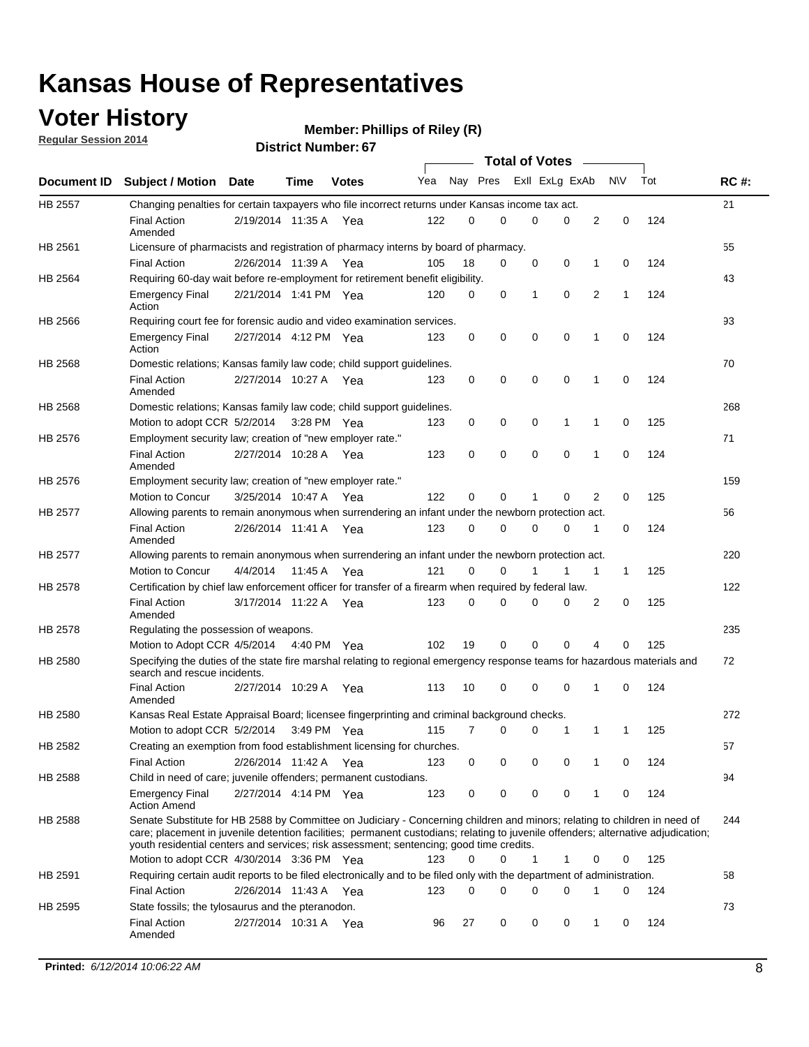# Kansas House of Representatives

## Voter History

**Regular Session 2014**

**Member: Phillips of Riley (R)**

**District Number: 67**

| Document ID | Subject / Motion | Date | Time | Votes | Yea | Nay | Pres | ExlI | ExLg | ExAb | N\V | Tot | RC #: |
|---|---|---|---|---|---|---|---|---|---|---|---|---|---|
| HB 2557 | Changing penalties for certain taxpayers who file incorrect returns under Kansas income tax act. | | | | | | | | | | | | 21 |
| | Final Action Amended | 2/19/2014 | 11:35 A | Yea | 122 | 0 | 0 | 0 | 0 | 2 | 0 | 124 | |
| HB 2561 | Licensure of pharmacists and registration of pharmacy interns by board of pharmacy. | | | | | | | | | | | | 55 |
| | Final Action | 2/26/2014 | 11:39 A | Yea | 105 | 18 | 0 | 0 | 0 | 1 | 0 | 124 | |
| HB 2564 | Requiring 60-day wait before re-employment for retirement benefit eligibility. | | | | | | | | | | | | 43 |
| | Emergency Final Action | 2/21/2014 | 1:41 PM | Yea | 120 | 0 | 0 | 1 | 0 | 2 | 1 | 124 | |
| HB 2566 | Requiring court fee for forensic audio and video examination services. | | | | | | | | | | | | 93 |
| | Emergency Final Action | 2/27/2014 | 4:12 PM | Yea | 123 | 0 | 0 | 0 | 0 | 1 | 0 | 124 | |
| HB 2568 | Domestic relations; Kansas family law code; child support guidelines. | | | | | | | | | | | | 70 |
| | Final Action Amended | 2/27/2014 | 10:27 A | Yea | 123 | 0 | 0 | 0 | 0 | 1 | 0 | 124 | |
| HB 2568 | Domestic relations; Kansas family law code; child support guidelines. | | | | | | | | | | | | 268 |
| | Motion to adopt CCR | 5/2/2014 | 3:28 PM | Yea | 123 | 0 | 0 | 0 | 1 | 1 | 0 | 125 | |
| HB 2576 | Employment security law; creation of "new employer rate." | | | | | | | | | | | | 71 |
| | Final Action Amended | 2/27/2014 | 10:28 A | Yea | 123 | 0 | 0 | 0 | 0 | 1 | 0 | 124 | |
| HB 2576 | Employment security law; creation of "new employer rate." | | | | | | | | | | | | 159 |
| | Motion to Concur | 3/25/2014 | 10:47 A | Yea | 122 | 0 | 0 | 1 | 0 | 2 | 0 | 125 | |
| HB 2577 | Allowing parents to remain anonymous when surrendering an infant under the newborn protection act. | | | | | | | | | | | | 56 |
| | Final Action Amended | 2/26/2014 | 11:41 A | Yea | 123 | 0 | 0 | 0 | 0 | 1 | 0 | 124 | |
| HB 2577 | Allowing parents to remain anonymous when surrendering an infant under the newborn protection act. | | | | | | | | | | | | 220 |
| | Motion to Concur | 4/4/2014 | 11:45 A | Yea | 121 | 0 | 0 | 1 | 1 | 1 | 1 | 125 | |
| HB 2578 | Certification by chief law enforcement officer for transfer of a firearm when required by federal law. | | | | | | | | | | | | 122 |
| | Final Action Amended | 3/17/2014 | 11:22 A | Yea | 123 | 0 | 0 | 0 | 0 | 2 | 0 | 125 | |
| HB 2578 | Regulating the possession of weapons. | | | | | | | | | | | | 235 |
| | Motion to Adopt CCR | 4/5/2014 | 4:40 PM | Yea | 102 | 19 | 0 | 0 | 0 | 4 | 0 | 125 | |
| HB 2580 | Specifying the duties of the state fire marshal relating to regional emergency response teams for hazardous materials and search and rescue incidents. | | | | | | | | | | | | 72 |
| | Final Action Amended | 2/27/2014 | 10:29 A | Yea | 113 | 10 | 0 | 0 | 0 | 1 | 0 | 124 | |
| HB 2580 | Kansas Real Estate Appraisal Board; licensee fingerprinting and criminal background checks. | | | | | | | | | | | | 272 |
| | Motion to adopt CCR | 5/2/2014 | 3:49 PM | Yea | 115 | 7 | 0 | 0 | 1 | 1 | 1 | 125 | |
| HB 2582 | Creating an exemption from food establishment licensing for churches. | | | | | | | | | | | | 57 |
| | Final Action | 2/26/2014 | 11:42 A | Yea | 123 | 0 | 0 | 0 | 0 | 1 | 0 | 124 | |
| HB 2588 | Child in need of care; juvenile offenders; permanent custodians. | | | | | | | | | | | | 94 |
| | Emergency Final Action Amend | 2/27/2014 | 4:14 PM | Yea | 123 | 0 | 0 | 0 | 0 | 1 | 0 | 124 | |
| HB 2588 | Senate Substitute for HB 2588 by Committee on Judiciary - Concerning children and minors; relating to children in need of care; placement in juvenile detention facilities; permanent custodians; relating to juvenile offenders; alternative adjudication; youth residential centers and services; risk assessment; sentencing; good time credits. | | | | | | | | | | | | 244 |
| | Motion to adopt CCR | 4/30/2014 | 3:36 PM | Yea | 123 | 0 | 0 | 1 | 1 | 0 | 0 | 125 | |
| HB 2591 | Requiring certain audit reports to be filed electronically and to be filed only with the department of administration. | | | | | | | | | | | | 58 |
| | Final Action | 2/26/2014 | 11:43 A | Yea | 123 | 0 | 0 | 0 | 0 | 1 | 0 | 124 | |
| HB 2595 | State fossils; the tylosaurus and the pteranodon. | | | | | | | | | | | | 73 |
| | Final Action Amended | 2/27/2014 | 10:31 A | Yea | 96 | 27 | 0 | 0 | 0 | 1 | 0 | 124 | |

**Printed:** *6/12/2014 10:06:22 AM*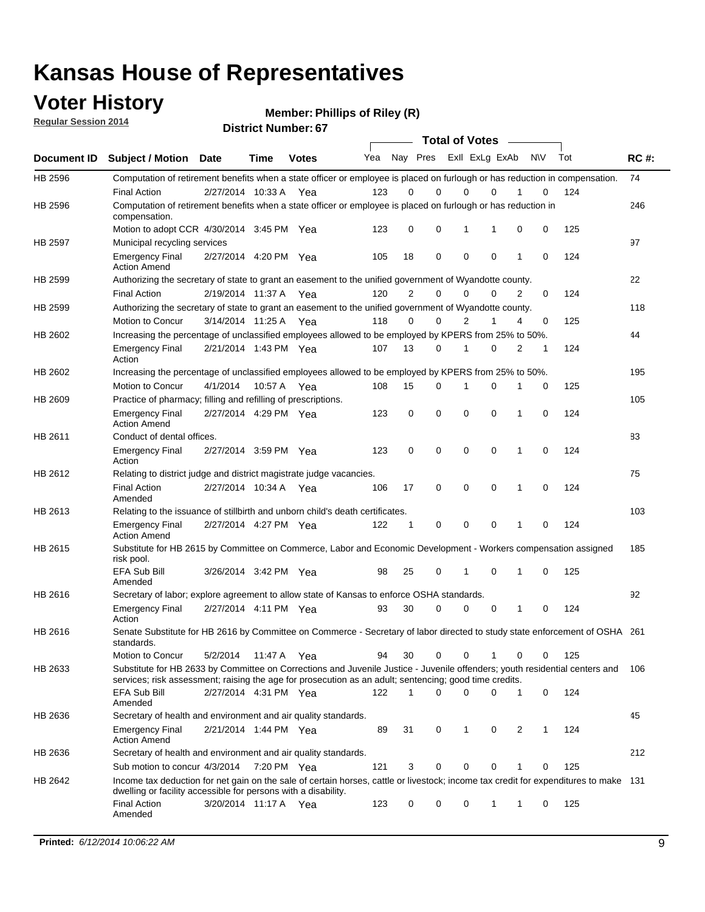# Kansas House of Representatives

## Voter History

**Regular Session 2014**

**Member: Phillips of Riley (R)**

**District Number: 67**

| Document ID | Subject / Motion | Date | Time | Votes | Yea | Nay | Pres | ExII | ExLg | ExAb | N\V | Tot | RC #: |
|---|---|---|---|---|---|---|---|---|---|---|---|---|---|
| HB 2596 | Computation of retirement benefits when a state officer or employee is placed on furlough or has reduction in compensation. | | | | | | | | | | | | 74 |
| | Final Action | 2/27/2014 | 10:33 A | Yea | 123 | 0 | 0 | 0 | 0 | 1 | 0 | 124 | |
| HB 2596 | Computation of retirement benefits when a state officer or employee is placed on furlough or has reduction in compensation. | | | | | | | | | | | | 246 |
| | Motion to adopt CCR | 4/30/2014 | 3:45 PM | Yea | 123 | 0 | 0 | 1 | 1 | 0 | 0 | 125 | |
| HB 2597 | Municipal recycling services | | | | | | | | | | | | 97 |
| | Emergency Final Action Amend | 2/27/2014 | 4:20 PM | Yea | 105 | 18 | 0 | 0 | 0 | 1 | 0 | 124 | |
| HB 2599 | Authorizing the secretary of state to grant an easement to the unified government of Wyandotte county. | | | | | | | | | | | | 22 |
| | Final Action | 2/19/2014 | 11:37 A | Yea | 120 | 2 | 0 | 0 | 0 | 2 | 0 | 124 | |
| HB 2599 | Authorizing the secretary of state to grant an easement to the unified government of Wyandotte county. | | | | | | | | | | | | 118 |
| | Motion to Concur | 3/14/2014 | 11:25 A | Yea | 118 | 0 | 0 | 2 | 1 | 4 | 0 | 125 | |
| HB 2602 | Increasing the percentage of unclassified employees allowed to be employed by KPERS from 25% to 50%. | | | | | | | | | | | | 44 |
| | Emergency Final Action | 2/21/2014 | 1:43 PM | Yea | 107 | 13 | 0 | 1 | 0 | 2 | 1 | 124 | |
| HB 2602 | Increasing the percentage of unclassified employees allowed to be employed by KPERS from 25% to 50%. | | | | | | | | | | | | 195 |
| | Motion to Concur | 4/1/2014 | 10:57 A | Yea | 108 | 15 | 0 | 1 | 0 | 1 | 0 | 125 | |
| HB 2609 | Practice of pharmacy; filling and refilling of prescriptions. | | | | | | | | | | | | 105 |
| | Emergency Final Action Amend | 2/27/2014 | 4:29 PM | Yea | 123 | 0 | 0 | 0 | 0 | 1 | 0 | 124 | |
| HB 2611 | Conduct of dental offices. | | | | | | | | | | | | 83 |
| | Emergency Final Action | 2/27/2014 | 3:59 PM | Yea | 123 | 0 | 0 | 0 | 0 | 1 | 0 | 124 | |
| HB 2612 | Relating to district judge and district magistrate judge vacancies. | | | | | | | | | | | | 75 |
| | Final Action Amended | 2/27/2014 | 10:34 A | Yea | 106 | 17 | 0 | 0 | 0 | 1 | 0 | 124 | |
| HB 2613 | Relating to the issuance of stillbirth and unborn child's death certificates. | | | | | | | | | | | | 103 |
| | Emergency Final Action Amend | 2/27/2014 | 4:27 PM | Yea | 122 | 1 | 0 | 0 | 0 | 1 | 0 | 124 | |
| HB 2615 | Substitute for HB 2615 by Committee on Commerce, Labor and Economic Development - Workers compensation assigned risk pool. | | | | | | | | | | | | 185 |
| | EFA Sub Bill Amended | 3/26/2014 | 3:42 PM | Yea | 98 | 25 | 0 | 1 | 0 | 1 | 0 | 125 | |
| HB 2616 | Secretary of labor; explore agreement to allow state of Kansas to enforce OSHA standards. | | | | | | | | | | | | 92 |
| | Emergency Final Action | 2/27/2014 | 4:11 PM | Yea | 93 | 30 | 0 | 0 | 0 | 1 | 0 | 124 | |
| HB 2616 | Senate Substitute for HB 2616 by Committee on Commerce - Secretary of labor directed to study state enforcement of OSHA standards. | | | | | | | | | | | | 261 |
| | Motion to Concur | 5/2/2014 | 11:47 A | Yea | 94 | 30 | 0 | 0 | 1 | 0 | 0 | 125 | |
| HB 2633 | Substitute for HB 2633 by Committee on Corrections and Juvenile Justice - Juvenile offenders; youth residential centers and services; risk assessment; raising the age for prosecution as an adult; sentencing; good time credits. | | | | | | | | | | | | 106 |
| | EFA Sub Bill Amended | 2/27/2014 | 4:31 PM | Yea | 122 | 1 | 0 | 0 | 0 | 1 | 0 | 124 | |
| HB 2636 | Secretary of health and environment and air quality standards. | | | | | | | | | | | | 45 |
| | Emergency Final Action Amend | 2/21/2014 | 1:44 PM | Yea | 89 | 31 | 0 | 1 | 0 | 2 | 1 | 124 | |
| HB 2636 | Secretary of health and environment and air quality standards. | | | | | | | | | | | | 212 |
| | Sub motion to concur | 4/3/2014 | 7:20 PM | Yea | 121 | 3 | 0 | 0 | 0 | 1 | 0 | 125 | |
| HB 2642 | Income tax deduction for net gain on the sale of certain horses, cattle or livestock; income tax credit for expenditures to make dwelling or facility accessible for persons with a disability. | | | | | | | | | | | | 131 |
| | Final Action Amended | 3/20/2014 | 11:17 A | Yea | 123 | 0 | 0 | 0 | 1 | 1 | 0 | 125 | |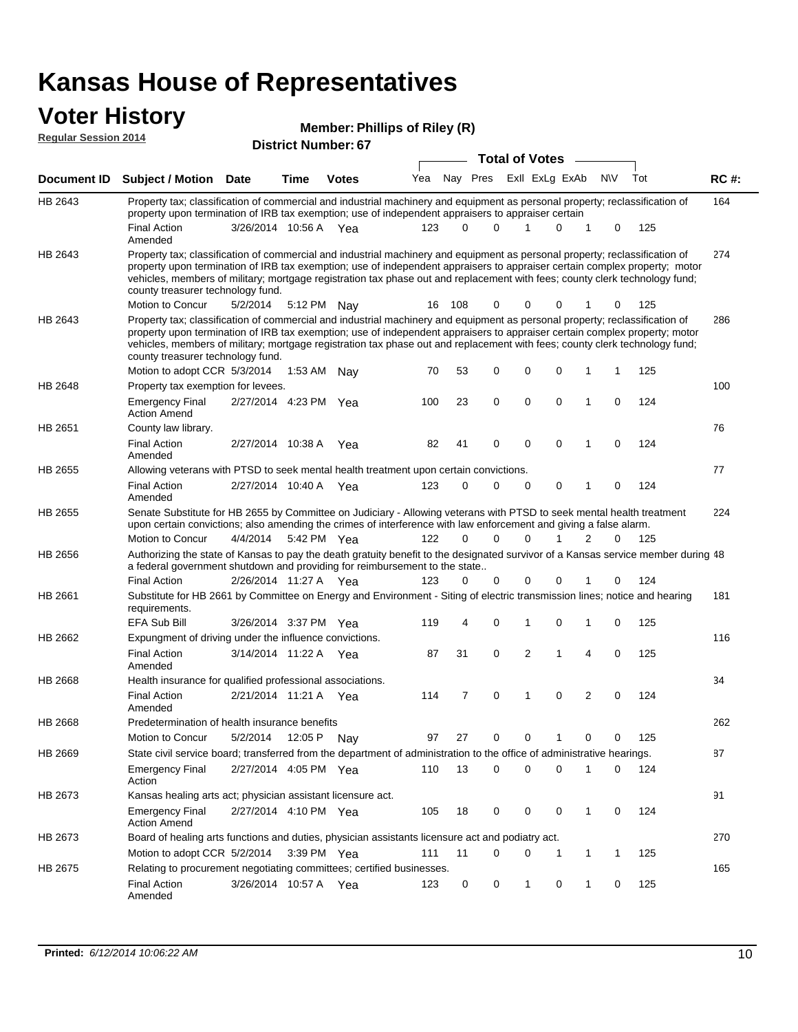# Kansas House of Representatives

## Voter History

**Regular Session 2014**

**Member: Phillips of Riley (R)**

**District Number: 67**

| Document ID | Subject / Motion | Date | Time | Votes | Yea | Nay | Pres | ExII | ExLg | ExAb | N\V | Tot | RC #: |
|---|---|---|---|---|---|---|---|---|---|---|---|---|---|
| HB 2643 | Property tax; classification of commercial and industrial machinery and equipment as personal property; reclassification of property upon termination of IRB tax exemption; use of independent appraisers to appraiser certain | | | | | | | | | | | | 164 |
| | Final Action Amended | 3/26/2014 | 10:56 A | Yea | 123 | 0 | 0 | 1 | 0 | 1 | 0 | 125 | |
| HB 2643 | Property tax; classification of commercial and industrial machinery and equipment as personal property; reclassification of property upon termination of IRB tax exemption; use of independent appraisers to appraiser certain complex property; motor vehicles, members of military; mortgage registration tax phase out and replacement with fees; county clerk technology fund; county treasurer technology fund. | | | | | | | | | | | | 274 |
| | Motion to Concur | 5/2/2014 | 5:12 PM | Nay | 16 | 108 | 0 | 0 | 0 | 1 | 0 | 125 | |
| HB 2643 | Property tax; classification of commercial and industrial machinery and equipment as personal property; reclassification of property upon termination of IRB tax exemption; use of independent appraisers to appraiser certain complex property; motor vehicles, members of military; mortgage registration tax phase out and replacement with fees; county clerk technology fund; county treasurer technology fund. | | | | | | | | | | | | 286 |
| | Motion to adopt CCR | 5/3/2014 | 1:53 AM | Nay | 70 | 53 | 0 | 0 | 0 | 1 | 1 | 125 | |
| HB 2648 | Property tax exemption for levees. | | | | | | | | | | | | 100 |
| | Emergency Final Action Amend | 2/27/2014 | 4:23 PM | Yea | 100 | 23 | 0 | 0 | 0 | 1 | 0 | 124 | |
| HB 2651 | County law library. | | | | | | | | | | | | 76 |
| | Final Action Amended | 2/27/2014 | 10:38 A | Yea | 82 | 41 | 0 | 0 | 0 | 1 | 0 | 124 | |
| HB 2655 | Allowing veterans with PTSD to seek mental health treatment upon certain convictions. | | | | | | | | | | | | 77 |
| | Final Action Amended | 2/27/2014 | 10:40 A | Yea | 123 | 0 | 0 | 0 | 0 | 1 | 0 | 124 | |
| HB 2655 | Senate Substitute for HB 2655 by Committee on Judiciary - Allowing veterans with PTSD to seek mental health treatment upon certain convictions; also amending the crimes of interference with law enforcement and giving a false alarm. | | | | | | | | | | | | 224 |
| | Motion to Concur | 4/4/2014 | 5:42 PM | Yea | 122 | 0 | 0 | 0 | 1 | 2 | 0 | 125 | |
| HB 2656 | Authorizing the state of Kansas to pay the death gratuity benefit to the designated survivor of a Kansas service member during a federal government shutdown and providing for reimbursement to the state.. | | | | | | | | | | | | 48 |
| | Final Action | 2/26/2014 | 11:27 A | Yea | 123 | 0 | 0 | 0 | 0 | 1 | 0 | 124 | |
| HB 2661 | Substitute for HB 2661 by Committee on Energy and Environment - Siting of electric transmission lines; notice and hearing requirements. | | | | | | | | | | | | 181 |
| | EFA Sub Bill | 3/26/2014 | 3:37 PM | Yea | 119 | 4 | 0 | 1 | 0 | 1 | 0 | 125 | |
| HB 2662 | Expungment of driving under the influence convictions. | | | | | | | | | | | | 116 |
| | Final Action Amended | 3/14/2014 | 11:22 A | Yea | 87 | 31 | 0 | 2 | 1 | 4 | 0 | 125 | |
| HB 2668 | Health insurance for qualified professional associations. | | | | | | | | | | | | 34 |
| | Final Action Amended | 2/21/2014 | 11:21 A | Yea | 114 | 7 | 0 | 1 | 0 | 2 | 0 | 124 | |
| HB 2668 | Predetermination of health insurance benefits | | | | | | | | | | | | 262 |
| | Motion to Concur | 5/2/2014 | 12:05 P | Nay | 97 | 27 | 0 | 0 | 1 | 0 | 0 | 125 | |
| HB 2669 | State civil service board; transferred from the department of administration to the office of administrative hearings. | | | | | | | | | | | | 87 |
| | Emergency Final Action | 2/27/2014 | 4:05 PM | Yea | 110 | 13 | 0 | 0 | 0 | 1 | 0 | 124 | |
| HB 2673 | Kansas healing arts act; physician assistant licensure act. | | | | | | | | | | | | 91 |
| | Emergency Final Action Amend | 2/27/2014 | 4:10 PM | Yea | 105 | 18 | 0 | 0 | 0 | 1 | 0 | 124 | |
| HB 2673 | Board of healing arts functions and duties, physician assistants licensure act and podiatry act. | | | | | | | | | | | | 270 |
| | Motion to adopt CCR | 5/2/2014 | 3:39 PM | Yea | 111 | 11 | 0 | 0 | 1 | 1 | 1 | 125 | |
| HB 2675 | Relating to procurement negotiating committees; certified businesses. | | | | | | | | | | | | 165 |
| | Final Action Amended | 3/26/2014 | 10:57 A | Yea | 123 | 0 | 0 | 1 | 0 | 1 | 0 | 125 | |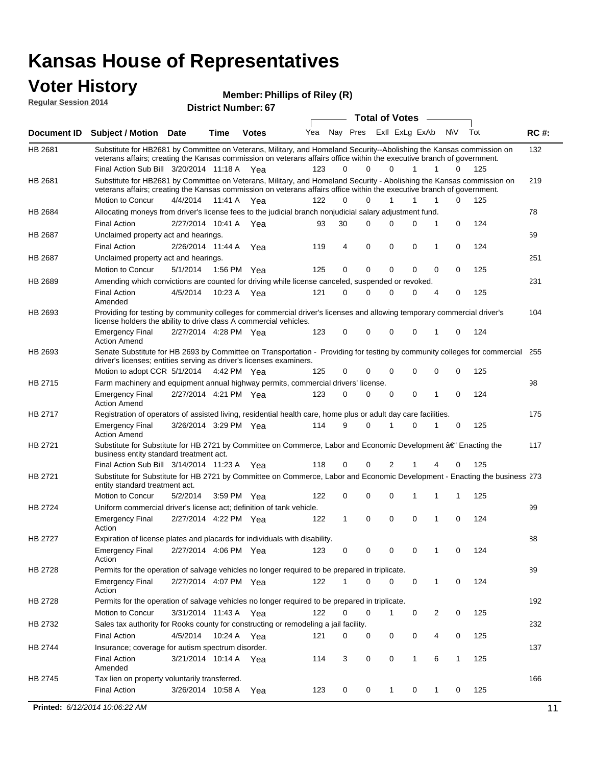# Kansas House of Representatives

## Voter History

**Regular Session 2014**

**Member: Phillips of Riley (R)**

**District Number: 67**

| Document ID | Subject / Motion | Date | Time | Votes | Yea | Nay | Pres | ExII | ExLg | ExAb | N\V | Tot | RC #: |
|---|---|---|---|---|---|---|---|---|---|---|---|---|---|
| HB 2681 | Substitute for HB2681 by Committee on Veterans, Military, and Homeland Security--Abolishing the Kansas commission on veterans affairs; creating the Kansas commission on veterans affairs office within the executive branch of government. | | | | | | | | | | | | 132 |
| | Final Action Sub Bill | 3/20/2014 | 11:18 A | Yea | 123 | 0 | 0 | 0 | 1 | 1 | 0 | 125 | |
| HB 2681 | Substitute for HB2681 by Committee on Veterans, Military, and Homeland Security - Abolishing the Kansas commission on veterans affairs; creating the Kansas commission on veterans affairs office within the executive branch of government. | | | | | | | | | | | | 219 |
| | Motion to Concur | 4/4/2014 | 11:41 A | Yea | 122 | 0 | 0 | 1 | 1 | 1 | 0 | 125 | |
| HB 2684 | Allocating moneys from driver's license fees to the judicial branch nonjudicial salary adjustment fund. | | | | | | | | | | | | 78 |
| | Final Action | 2/27/2014 | 10:41 A | Yea | 93 | 30 | 0 | 0 | 0 | 1 | 0 | 124 | |
| HB 2687 | Unclaimed property act and hearings. | | | | | | | | | | | | 59 |
| | Final Action | 2/26/2014 | 11:44 A | Yea | 119 | 4 | 0 | 0 | 0 | 1 | 0 | 124 | |
| HB 2687 | Unclaimed property act and hearings. | | | | | | | | | | | | 251 |
| | Motion to Concur | 5/1/2014 | 1:56 PM | Yea | 125 | 0 | 0 | 0 | 0 | 0 | 0 | 125 | |
| HB 2689 | Amending which convictions are counted for driving while license canceled, suspended or revoked. | | | | | | | | | | | | 231 |
| | Final Action Amended | 4/5/2014 | 10:23 A | Yea | 121 | 0 | 0 | 0 | 0 | 4 | 0 | 125 | |
| HB 2693 | Providing for testing by community colleges for commercial driver's licenses and allowing temporary commercial driver's license holders the ability to drive class A commercial vehicles. | | | | | | | | | | | | 104 |
| | Emergency Final Action Amend | 2/27/2014 | 4:28 PM | Yea | 123 | 0 | 0 | 0 | 0 | 1 | 0 | 124 | |
| HB 2693 | Senate Substitute for HB 2693 by Committee on Transportation - Providing for testing by community colleges for commercial driver's licenses; entities serving as driver's licenses examiners. | | | | | | | | | | | | 255 |
| | Motion to adopt CCR | 5/1/2014 | 4:42 PM | Yea | 125 | 0 | 0 | 0 | 0 | 0 | 0 | 125 | |
| HB 2715 | Farm machinery and equipment annual highway permits, commercial drivers' license. | | | | | | | | | | | | 98 |
| | Emergency Final Action Amend | 2/27/2014 | 4:21 PM | Yea | 123 | 0 | 0 | 0 | 0 | 1 | 0 | 124 | |
| HB 2717 | Registration of operators of assisted living, residential health care, home plus or adult day care facilities. | | | | | | | | | | | | 175 |
| | Emergency Final Action Amend | 3/26/2014 | 3:29 PM | Yea | 114 | 9 | 0 | 1 | 0 | 1 | 0 | 125 | |
| HB 2721 | Substitute for Substitute for HB 2721 by Committee on Commerce, Labor and Economic Development â€" Enacting the business entity standard treatment act. | | | | | | | | | | | | 117 |
| | Final Action Sub Bill | 3/14/2014 | 11:23 A | Yea | 118 | 0 | 0 | 2 | 1 | 4 | 0 | 125 | |
| HB 2721 | Substitute for Substitute for HB 2721 by Committee on Commerce, Labor and Economic Development - Enacting the business entity standard treatment act. | | | | | | | | | | | | 273 |
| | Motion to Concur | 5/2/2014 | 3:59 PM | Yea | 122 | 0 | 0 | 0 | 1 | 1 | 1 | 125 | |
| HB 2724 | Uniform commercial driver's license act; definition of tank vehicle. | | | | | | | | | | | | 99 |
| | Emergency Final Action | 2/27/2014 | 4:22 PM | Yea | 122 | 1 | 0 | 0 | 0 | 1 | 0 | 124 | |
| HB 2727 | Expiration of license plates and placards for individuals with disability. | | | | | | | | | | | | 88 |
| | Emergency Final Action | 2/27/2014 | 4:06 PM | Yea | 123 | 0 | 0 | 0 | 0 | 1 | 0 | 124 | |
| HB 2728 | Permits for the operation of salvage vehicles no longer required to be prepared in triplicate. | | | | | | | | | | | | 89 |
| | Emergency Final Action | 2/27/2014 | 4:07 PM | Yea | 122 | 1 | 0 | 0 | 0 | 1 | 0 | 124 | |
| HB 2728 | Permits for the operation of salvage vehicles no longer required to be prepared in triplicate. | | | | | | | | | | | | 192 |
| | Motion to Concur | 3/31/2014 | 11:43 A | Yea | 122 | 0 | 0 | 1 | 0 | 2 | 0 | 125 | |
| HB 2732 | Sales tax authority for Rooks county for constructing or remodeling a jail facility. | | | | | | | | | | | | 232 |
| | Final Action | 4/5/2014 | 10:24 A | Yea | 121 | 0 | 0 | 0 | 0 | 4 | 0 | 125 | |
| HB 2744 | Insurance; coverage for autism spectrum disorder. | | | | | | | | | | | | 137 |
| | Final Action Amended | 3/21/2014 | 10:14 A | Yea | 114 | 3 | 0 | 0 | 1 | 6 | 1 | 125 | |
| HB 2745 | Tax lien on property voluntarily transferred. | | | | | | | | | | | | 166 |
| | Final Action | 3/26/2014 | 10:58 A | Yea | 123 | 0 | 0 | 1 | 0 | 1 | 0 | 125 | |

**Printed:** *6/12/2014 10:06:22 AM*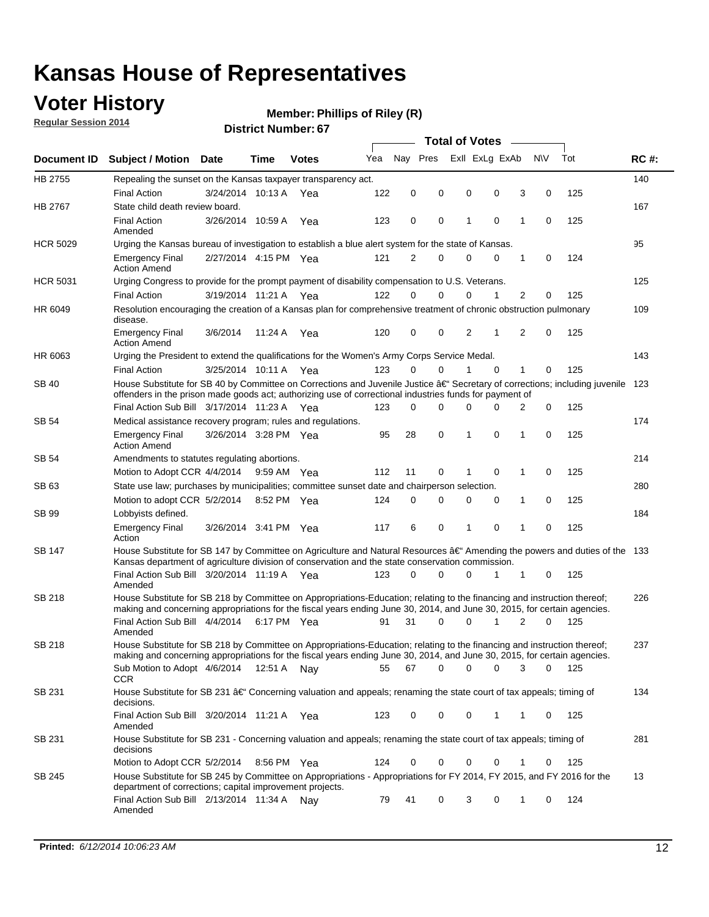# Kansas House of Representatives

## Voter History

**Regular Session 2014**

**Member: Phillips of Riley (R)**

**District Number: 67**

| Document ID | Subject / Motion | Date | Time | Votes | Yea | Nay | Pres | ExII | ExLg | ExAb | N\V | Tot | RC #: |
|---|---|---|---|---|---|---|---|---|---|---|---|---|---|
| HB 2755 | Repealing the sunset on the Kansas taxpayer transparency act. | | | | | | | | | | | | 140 |
| | Final Action | 3/24/2014 | 10:13 A | Yea | 122 | 0 | 0 | 0 | 0 | 3 | 0 | 125 | |
| HB 2767 | State child death review board. | | | | | | | | | | | | 167 |
| | Final Action Amended | 3/26/2014 | 10:59 A | Yea | 123 | 0 | 0 | 1 | 0 | 1 | 0 | 125 | |
| HCR 5029 | Urging the Kansas bureau of investigation to establish a blue alert system for the state of Kansas. | | | | | | | | | | | | 95 |
| | Emergency Final Action Amend | 2/27/2014 | 4:15 PM | Yea | 121 | 2 | 0 | 0 | 0 | 1 | 0 | 124 | |
| HCR 5031 | Urging Congress to provide for the prompt payment of disability compensation to U.S. Veterans. | | | | | | | | | | | | 125 |
| | Final Action | 3/19/2014 | 11:21 A | Yea | 122 | 0 | 0 | 0 | 1 | 2 | 0 | 125 | |
| HR 6049 | Resolution encouraging the creation of a Kansas plan for comprehensive treatment of chronic obstruction pulmonary disease. | | | | | | | | | | | | 109 |
| | Emergency Final Action Amend | 3/6/2014 | 11:24 A | Yea | 120 | 0 | 0 | 2 | 1 | 2 | 0 | 125 | |
| HR 6063 | Urging the President to extend the qualifications for the Women's Army Corps Service Medal. | | | | | | | | | | | | 143 |
| | Final Action | 3/25/2014 | 10:11 A | Yea | 123 | 0 | 0 | 1 | 0 | 1 | 0 | 125 | |
| SB 40 | House Substitute for SB 40 by Committee on Corrections and Juvenile Justice â€" Secretary of corrections; including juvenile offenders in the prison made goods act; authorizing use of correctional industries funds for payment of | | | | | | | | | | | | 123 |
| | Final Action Sub Bill | 3/17/2014 | 11:23 A | Yea | 123 | 0 | 0 | 0 | 0 | 2 | 0 | 125 | |
| SB 54 | Medical assistance recovery program; rules and regulations. | | | | | | | | | | | | 174 |
| | Emergency Final Action Amend | 3/26/2014 | 3:28 PM | Yea | 95 | 28 | 0 | 1 | 0 | 1 | 0 | 125 | |
| SB 54 | Amendments to statutes regulating abortions. | | | | | | | | | | | | 214 |
| | Motion to Adopt CCR | 4/4/2014 | 9:59 AM | Yea | 112 | 11 | 0 | 1 | 0 | 1 | 0 | 125 | |
| SB 63 | State use law; purchases by municipalities; committee sunset date and chairperson selection. | | | | | | | | | | | | 280 |
| | Motion to adopt CCR | 5/2/2014 | 8:52 PM | Yea | 124 | 0 | 0 | 0 | 0 | 1 | 0 | 125 | |
| SB 99 | Lobbyists defined. | | | | | | | | | | | | 184 |
| | Emergency Final Action | 3/26/2014 | 3:41 PM | Yea | 117 | 6 | 0 | 1 | 0 | 1 | 0 | 125 | |
| SB 147 | House Substitute for SB 147 by Committee on Agriculture and Natural Resources â€" Amending the powers and duties of the Kansas department of agriculture division of conservation and the state conservation commission. | | | | | | | | | | | | 133 |
| | Final Action Sub Bill Amended | 3/20/2014 | 11:19 A | Yea | 123 | 0 | 0 | 0 | 1 | 1 | 0 | 125 | |
| SB 218 | House Substitute for SB 218 by Committee on Appropriations-Education; relating to the financing and instruction thereof; making and concerning appropriations for the fiscal years ending June 30, 2014, and June 30, 2015, for certain agencies. | | | | | | | | | | | | 226 |
| | Final Action Sub Bill Amended | 4/4/2014 | 6:17 PM | Yea | 91 | 31 | 0 | 0 | 1 | 2 | 0 | 125 | |
| SB 218 | House Substitute for SB 218 by Committee on Appropriations-Education; relating to the financing and instruction thereof; making and concerning appropriations for the fiscal years ending June 30, 2014, and June 30, 2015, for certain agencies. | | | | | | | | | | | | 237 |
| | Sub Motion to Adopt CCR | 4/6/2014 | 12:51 A | Nay | 55 | 67 | 0 | 0 | 0 | 3 | 0 | 125 | |
| SB 231 | House Substitute for SB 231 â€" Concerning valuation and appeals; renaming the state court of tax appeals; timing of decisions. | | | | | | | | | | | | 134 |
| | Final Action Sub Bill Amended | 3/20/2014 | 11:21 A | Yea | 123 | 0 | 0 | 0 | 1 | 1 | 0 | 125 | |
| SB 231 | House Substitute for SB 231 - Concerning valuation and appeals; renaming the state court of tax appeals; timing of decisions | | | | | | | | | | | | 281 |
| | Motion to Adopt CCR | 5/2/2014 | 8:56 PM | Yea | 124 | 0 | 0 | 0 | 0 | 1 | 0 | 125 | |
| SB 245 | House Substitute for SB 245 by Committee on Appropriations - Appropriations for FY 2014, FY 2015, and FY 2016 for the department of corrections; capital improvement projects. | | | | | | | | | | | | 13 |
| | Final Action Sub Bill Amended | 2/13/2014 | 11:34 A | Nay | 79 | 41 | 0 | 3 | 0 | 1 | 0 | 124 | |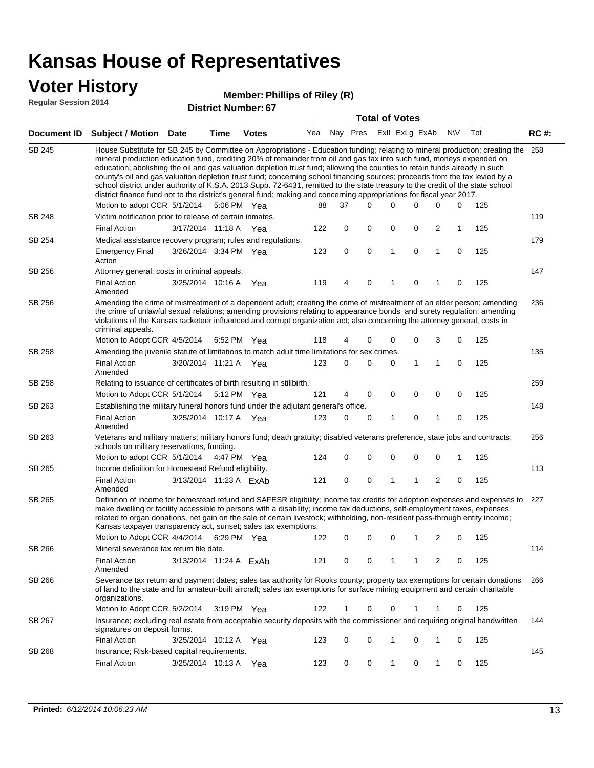# Kansas House of Representatives

## Voter History

**Regular Session 2014**

**Member: Phillips of Riley (R)**

**District Number: 67**

| Document ID | Subject / Motion | Date | Time | Votes | Yea | Nay | Pres | ExII | ExLg | ExAb | N\V | Tot | RC #: |
|---|---|---|---|---|---|---|---|---|---|---|---|---|---|
| SB 245 | House Substitute for SB 245 by Committee on Appropriations - Education funding; relating to mineral production; creating the mineral production education fund, crediting 20% of remainder from oil and gas tax into such fund, moneys expended on education; abolishing the oil and gas valuation depletion trust fund; allowing the counties to retain funds already in such county's oil and gas valuation depletion trust fund; concerning school financing sources; proceeds from the tax levied by a school district under authority of K.S.A. 2013 Supp. 72-6431, remitted to the state treasury to the credit of the state school district finance fund not to the district's general fund; making and concerning appropriations for fiscal year 2017. | | | | | | | | | | | | 258 |
| | Motion to adopt CCR | 5/1/2014 | 5:06 PM | Yea | 88 | 37 | 0 | 0 | 0 | 0 | 0 | 125 | |
| SB 248 | Victim notification prior to release of certain inmates. | | | | | | | | | | | | 119 |
| | Final Action | 3/17/2014 | 11:18 A | Yea | 122 | 0 | 0 | 0 | 0 | 2 | 1 | 125 | |
| SB 254 | Medical assistance recovery program; rules and regulations. | | | | | | | | | | | | 179 |
| | Emergency Final Action | 3/26/2014 | 3:34 PM | Yea | 123 | 0 | 0 | 1 | 0 | 1 | 0 | 125 | |
| SB 256 | Attorney general; costs in criminal appeals. | | | | | | | | | | | | 147 |
| | Final Action Amended | 3/25/2014 | 10:16 A | Yea | 119 | 4 | 0 | 1 | 0 | 1 | 0 | 125 | |
| SB 256 | Amending the crime of mistreatment of a dependent adult; creating the crime of mistreatment of an elder person; amending the crime of unlawful sexual relations; amending provisions relating to appearance bonds and surety regulation; amending violations of the Kansas racketeer influenced and corrupt organization act; also concerning the attorney general, costs in criminal appeals. | | | | | | | | | | | | 236 |
| | Motion to Adopt CCR | 4/5/2014 | 6:52 PM | Yea | 118 | 4 | 0 | 0 | 0 | 3 | 0 | 125 | |
| SB 258 | Amending the juvenile statute of limitations to match adult time limitations for sex crimes. | | | | | | | | | | | | 135 |
| | Final Action Amended | 3/20/2014 | 11:21 A | Yea | 123 | 0 | 0 | 0 | 1 | 1 | 0 | 125 | |
| SB 258 | Relating to issuance of certificates of birth resulting in stillbirth. | | | | | | | | | | | | 259 |
| | Motion to Adopt CCR | 5/1/2014 | 5:12 PM | Yea | 121 | 4 | 0 | 0 | 0 | 0 | 0 | 125 | |
| SB 263 | Establishing the military funeral honors fund under the adjutant general's office. | | | | | | | | | | | | 148 |
| | Final Action Amended | 3/25/2014 | 10:17 A | Yea | 123 | 0 | 0 | 1 | 0 | 1 | 0 | 125 | |
| SB 263 | Veterans and military matters; military honors fund; death gratuity; disabled veterans preference, state jobs and contracts; schools on military reservations, funding. | | | | | | | | | | | | 256 |
| | Motion to adopt CCR | 5/1/2014 | 4:47 PM | Yea | 124 | 0 | 0 | 0 | 0 | 0 | 1 | 125 | |
| SB 265 | Income definition for Homestead Refund eligibility. | | | | | | | | | | | | 113 |
| | Final Action Amended | 3/13/2014 | 11:23 A | ExAb | 121 | 0 | 0 | 1 | 1 | 2 | 0 | 125 | |
| SB 265 | Definition of income for homestead refund and SAFESR eligibility; income tax credits for adoption expenses and expenses to make dwelling or facility accessible to persons with a disability; income tax deductions, self-employment taxes, expenses related to organ donations, net gain on the sale of certain livestock; withholding, non-resident pass-through entity income; Kansas taxpayer transparency act, sunset; sales tax exemptions. | | | | | | | | | | | | 227 |
| | Motion to Adopt CCR | 4/4/2014 | 6:29 PM | Yea | 122 | 0 | 0 | 0 | 1 | 2 | 0 | 125 | |
| SB 266 | Mineral severance tax return file date. | | | | | | | | | | | | 114 |
| | Final Action Amended | 3/13/2014 | 11:24 A | ExAb | 121 | 0 | 0 | 1 | 1 | 2 | 0 | 125 | |
| SB 266 | Severance tax return and payment dates; sales tax authority for Rooks county; property tax exemptions for certain donations of land to the state and for amateur-built aircraft; sales tax exemptions for surface mining equipment and certain charitable organizations. | | | | | | | | | | | | 266 |
| | Motion to Adopt CCR | 5/2/2014 | 3:19 PM | Yea | 122 | 1 | 0 | 0 | 1 | 1 | 0 | 125 | |
| SB 267 | Insurance; excluding real estate from acceptable security deposits with the commissioner and requiring original handwritten signatures on deposit forms. | | | | | | | | | | | | 144 |
| | Final Action | 3/25/2014 | 10:12 A | Yea | 123 | 0 | 0 | 1 | 0 | 1 | 0 | 125 | |
| SB 268 | Insurance; Risk-based capital requirements. | | | | | | | | | | | | 145 |
| | Final Action | 3/25/2014 | 10:13 A | Yea | 123 | 0 | 0 | 1 | 0 | 1 | 0 | 125 | |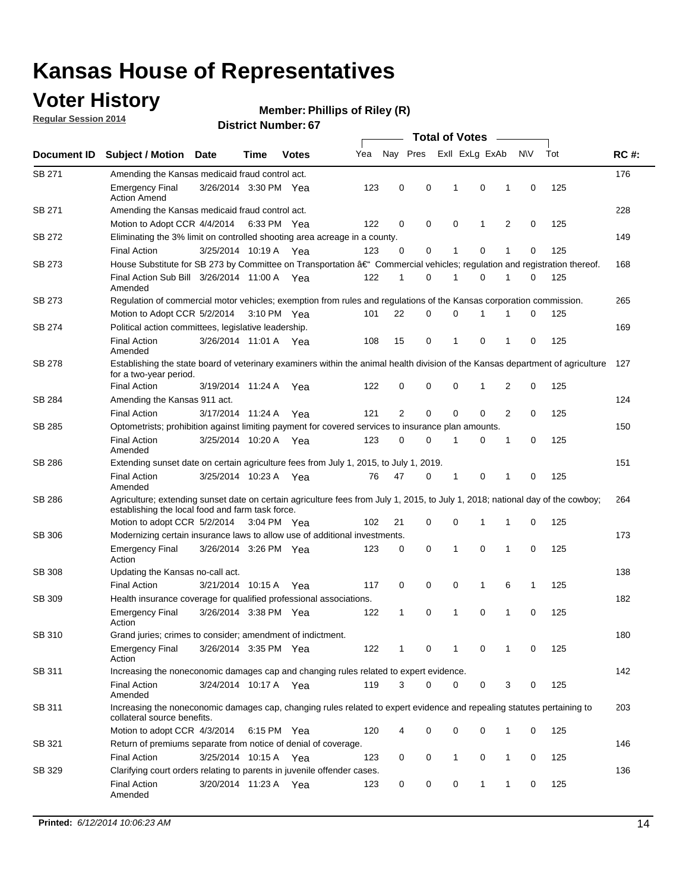# Kansas House of Representatives

## Voter History

**Regular Session 2014**

**Member: Phillips of Riley (R)**

**District Number: 67**

| Document ID | Subject / Motion | Date | Time | Votes | Yea | Nay | Pres | ExlI | ExLg | ExAb | N\V | Tot | RC #: |
|---|---|---|---|---|---|---|---|---|---|---|---|---|---|
| SB 271 | Amending the Kansas medicaid fraud control act. | | | | | | | | | | | | 176 |
| | Emergency Final Action Amend | 3/26/2014 | 3:30 PM | Yea | 123 | 0 | 0 | 1 | 0 | 1 | 0 | 125 | |
| SB 271 | Amending the Kansas medicaid fraud control act. | | | | | | | | | | | | 228 |
| | Motion to Adopt CCR | 4/4/2014 | 6:33 PM | Yea | 122 | 0 | 0 | 0 | 1 | 2 | 0 | 125 | |
| SB 272 | Eliminating the 3% limit on controlled shooting area acreage in a county. | | | | | | | | | | | | 149 |
| | Final Action | 3/25/2014 | 10:19 A | Yea | 123 | 0 | 0 | 1 | 0 | 1 | 0 | 125 | |
| SB 273 | House Substitute for SB 273 by Committee on Transportation â€" Commercial vehicles; regulation and registration thereof. | | | | | | | | | | | | 168 |
| | Final Action Sub Bill Amended | 3/26/2014 | 11:00 A | Yea | 122 | 1 | 0 | 1 | 0 | 1 | 0 | 125 | |
| SB 273 | Regulation of commercial motor vehicles; exemption from rules and regulations of the Kansas corporation commission. | | | | | | | | | | | | 265 |
| | Motion to Adopt CCR | 5/2/2014 | 3:10 PM | Yea | 101 | 22 | 0 | 0 | 1 | 1 | 0 | 125 | |
| SB 274 | Political action committees, legislative leadership. | | | | | | | | | | | | 169 |
| | Final Action Amended | 3/26/2014 | 11:01 A | Yea | 108 | 15 | 0 | 1 | 0 | 1 | 0 | 125 | |
| SB 278 | Establishing the state board of veterinary examiners within the animal health division of the Kansas department of agriculture for a two-year period. | | | | | | | | | | | | 127 |
| | Final Action | 3/19/2014 | 11:24 A | Yea | 122 | 0 | 0 | 0 | 1 | 2 | 0 | 125 | |
| SB 284 | Amending the Kansas 911 act. | | | | | | | | | | | | 124 |
| | Final Action | 3/17/2014 | 11:24 A | Yea | 121 | 2 | 0 | 0 | 0 | 2 | 0 | 125 | |
| SB 285 | Optometrists; prohibition against limiting payment for covered services to insurance plan amounts. | | | | | | | | | | | | 150 |
| | Final Action Amended | 3/25/2014 | 10:20 A | Yea | 123 | 0 | 0 | 1 | 0 | 1 | 0 | 125 | |
| SB 286 | Extending sunset date on certain agriculture fees from July 1, 2015, to July 1, 2019. | | | | | | | | | | | | 151 |
| | Final Action Amended | 3/25/2014 | 10:23 A | Yea | 76 | 47 | 0 | 1 | 0 | 1 | 0 | 125 | |
| SB 286 | Agriculture; extending sunset date on certain agriculture fees from July 1, 2015, to July 1, 2018; national day of the cowboy; establishing the local food and farm task force. | | | | | | | | | | | | 264 |
| | Motion to adopt CCR | 5/2/2014 | 3:04 PM | Yea | 102 | 21 | 0 | 0 | 1 | 1 | 0 | 125 | |
| SB 306 | Modernizing certain insurance laws to allow use of additional investments. | | | | | | | | | | | | 173 |
| | Emergency Final Action | 3/26/2014 | 3:26 PM | Yea | 123 | 0 | 0 | 1 | 0 | 1 | 0 | 125 | |
| SB 308 | Updating the Kansas no-call act. | | | | | | | | | | | | 138 |
| | Final Action | 3/21/2014 | 10:15 A | Yea | 117 | 0 | 0 | 0 | 1 | 6 | 1 | 125 | |
| SB 309 | Health insurance coverage for qualified professional associations. | | | | | | | | | | | | 182 |
| | Emergency Final Action | 3/26/2014 | 3:38 PM | Yea | 122 | 1 | 0 | 1 | 0 | 1 | 0 | 125 | |
| SB 310 | Grand juries; crimes to consider; amendment of indictment. | | | | | | | | | | | | 180 |
| | Emergency Final Action | 3/26/2014 | 3:35 PM | Yea | 122 | 1 | 0 | 1 | 0 | 1 | 0 | 125 | |
| SB 311 | Increasing the noneconomic damages cap and changing rules related to expert evidence. | | | | | | | | | | | | 142 |
| | Final Action Amended | 3/24/2014 | 10:17 A | Yea | 119 | 3 | 0 | 0 | 0 | 3 | 0 | 125 | |
| SB 311 | Increasing the noneconomic damages cap, changing rules related to expert evidence and repealing statutes pertaining to collateral source benefits. | | | | | | | | | | | | 203 |
| | Motion to adopt CCR | 4/3/2014 | 6:15 PM | Yea | 120 | 4 | 0 | 0 | 0 | 1 | 0 | 125 | |
| SB 321 | Return of premiums separate from notice of denial of coverage. | | | | | | | | | | | | 146 |
| | Final Action | 3/25/2014 | 10:15 A | Yea | 123 | 0 | 0 | 1 | 0 | 1 | 0 | 125 | |
| SB 329 | Clarifying court orders relating to parents in juvenile offender cases. | | | | | | | | | | | | 136 |
| | Final Action Amended | 3/20/2014 | 11:23 A | Yea | 123 | 0 | 0 | 0 | 1 | 1 | 0 | 125 | |

**Printed:** 6/12/2014 10:06:23 AM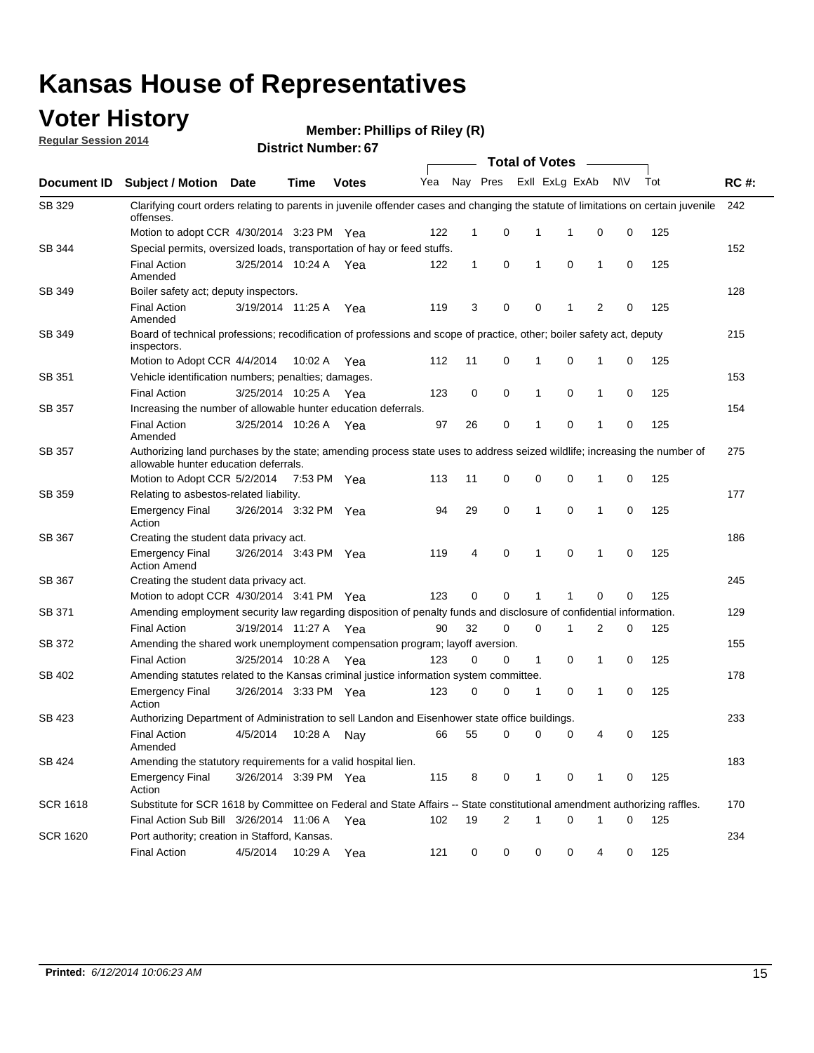# Kansas House of Representatives

## Voter History

**Regular Session 2014**

**Member: Phillips of Riley (R)**

**District Number: 67**

| Document ID | Subject / Motion | Date | Time | Votes | Yea | Nay | Pres | ExII | ExLg | ExAb | N\V | Tot | RC #: |
|---|---|---|---|---|---|---|---|---|---|---|---|---|---|
| SB 329 | Clarifying court orders relating to parents in juvenile offender cases and changing the statute of limitations on certain juvenile offenses. | | | | | | | | | | | | 242 |
| | Motion to adopt CCR | 4/30/2014 | 3:23 PM | Yea | 122 | 1 | 0 | 1 | 1 | 0 | 0 | 125 | |
| SB 344 | Special permits, oversized loads, transportation of hay or feed stuffs. | | | | | | | | | | | | 152 |
| | Final Action Amended | 3/25/2014 | 10:24 A | Yea | 122 | 1 | 0 | 1 | 0 | 1 | 0 | 125 | |
| SB 349 | Boiler safety act; deputy inspectors. | | | | | | | | | | | | 128 |
| | Final Action Amended | 3/19/2014 | 11:25 A | Yea | 119 | 3 | 0 | 0 | 1 | 2 | 0 | 125 | |
| SB 349 | Board of technical professions; recodification of professions and scope of practice, other; boiler safety act, deputy inspectors. | | | | | | | | | | | | 215 |
| | Motion to Adopt CCR | 4/4/2014 | 10:02 A | Yea | 112 | 11 | 0 | 1 | 0 | 1 | 0 | 125 | |
| SB 351 | Vehicle identification numbers; penalties; damages. | | | | | | | | | | | | 153 |
| | Final Action | 3/25/2014 | 10:25 A | Yea | 123 | 0 | 0 | 1 | 0 | 1 | 0 | 125 | |
| SB 357 | Increasing the number of allowable hunter education deferrals. | | | | | | | | | | | | 154 |
| | Final Action Amended | 3/25/2014 | 10:26 A | Yea | 97 | 26 | 0 | 1 | 0 | 1 | 0 | 125 | |
| SB 357 | Authorizing land purchases by the state; amending process state uses to address seized wildlife; increasing the number of allowable hunter education deferrals. | | | | | | | | | | | | 275 |
| | Motion to Adopt CCR | 5/2/2014 | 7:53 PM | Yea | 113 | 11 | 0 | 0 | 0 | 1 | 0 | 125 | |
| SB 359 | Relating to asbestos-related liability. | | | | | | | | | | | | 177 |
| | Emergency Final Action | 3/26/2014 | 3:32 PM | Yea | 94 | 29 | 0 | 1 | 0 | 1 | 0 | 125 | |
| SB 367 | Creating the student data privacy act. | | | | | | | | | | | | 186 |
| | Emergency Final Action Amend | 3/26/2014 | 3:43 PM | Yea | 119 | 4 | 0 | 1 | 0 | 1 | 0 | 125 | |
| SB 367 | Creating the student data privacy act. | | | | | | | | | | | | 245 |
| | Motion to adopt CCR | 4/30/2014 | 3:41 PM | Yea | 123 | 0 | 0 | 1 | 1 | 0 | 0 | 125 | |
| SB 371 | Amending employment security law regarding disposition of penalty funds and disclosure of confidential information. | | | | | | | | | | | | 129 |
| | Final Action | 3/19/2014 | 11:27 A | Yea | 90 | 32 | 0 | 0 | 1 | 2 | 0 | 125 | |
| SB 372 | Amending the shared work unemployment compensation program; layoff aversion. | | | | | | | | | | | | 155 |
| | Final Action | 3/25/2014 | 10:28 A | Yea | 123 | 0 | 0 | 1 | 0 | 1 | 0 | 125 | |
| SB 402 | Amending statutes related to the Kansas criminal justice information system committee. | | | | | | | | | | | | 178 |
| | Emergency Final Action | 3/26/2014 | 3:33 PM | Yea | 123 | 0 | 0 | 1 | 0 | 1 | 0 | 125 | |
| SB 423 | Authorizing Department of Administration to sell Landon and Eisenhower state office buildings. | | | | | | | | | | | | 233 |
| | Final Action Amended | 4/5/2014 | 10:28 A | Nay | 66 | 55 | 0 | 0 | 0 | 4 | 0 | 125 | |
| SB 424 | Amending the statutory requirements for a valid hospital lien. | | | | | | | | | | | | 183 |
| | Emergency Final Action | 3/26/2014 | 3:39 PM | Yea | 115 | 8 | 0 | 1 | 0 | 1 | 0 | 125 | |
| SCR 1618 | Substitute for SCR 1618 by Committee on Federal and State Affairs -- State constitutional amendment authorizing raffles. | | | | | | | | | | | | 170 |
| | Final Action Sub Bill | 3/26/2014 | 11:06 A | Yea | 102 | 19 | 2 | 1 | 0 | 1 | 0 | 125 | |
| SCR 1620 | Port authority; creation in Stafford, Kansas. | | | | | | | | | | | | 234 |
| | Final Action | 4/5/2014 | 10:29 A | Yea | 121 | 0 | 0 | 0 | 0 | 4 | 0 | 125 | |

**Printed:** *6/12/2014 10:06:23 AM*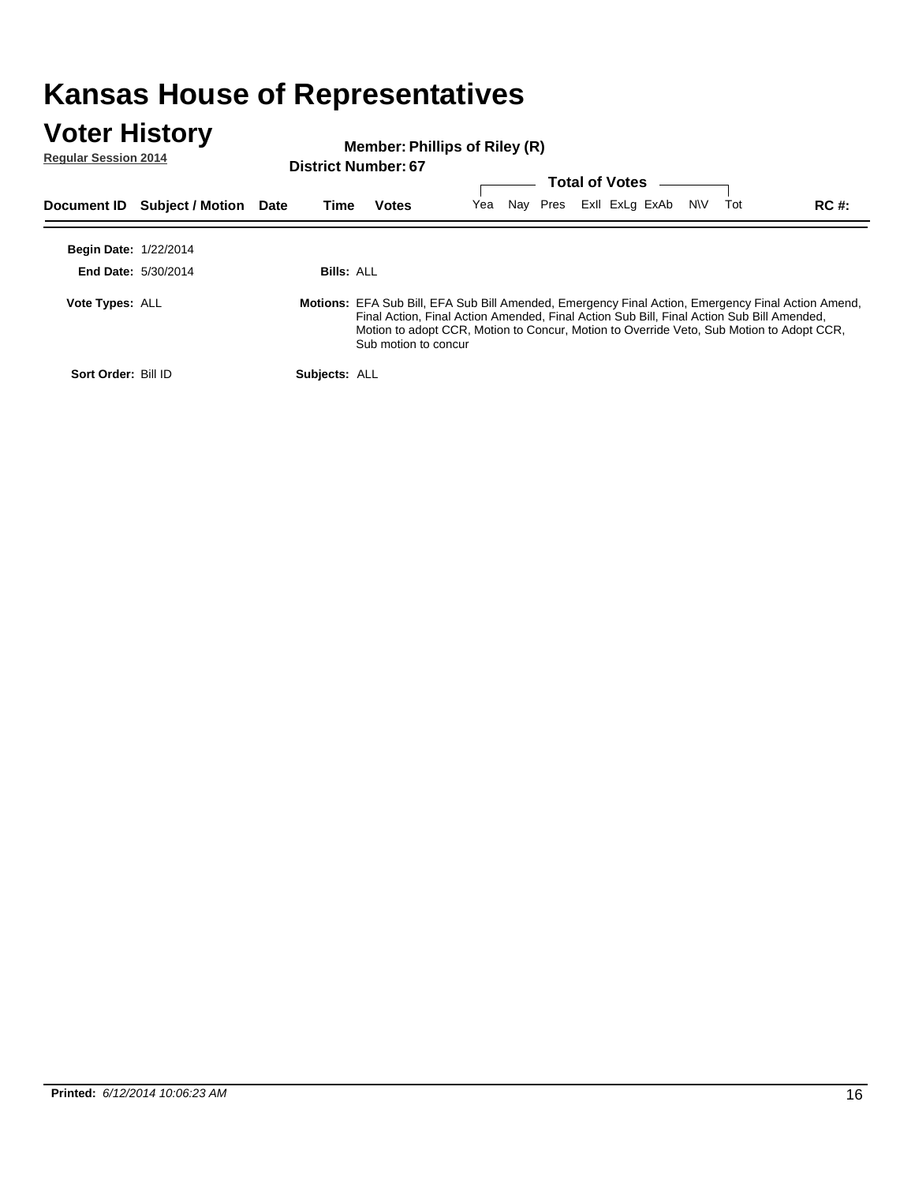# Kansas House of Representatives

## Voter History

Regular Session 2014

**Member:** Phillips of Riley (R)

**District Number:** 67

| Document ID | Subject / Motion | Date | Time | Votes | Yea | Nay | Pres | ExIl | ExLg | ExAb | N\V | Tot | RC #: |
|---|---|---|---|---|---|---|---|---|---|---|---|---|---|

Total of Votes

**Begin Date:** 1/22/2014

**End Date:** 5/30/2014

**Bills:** ALL

**Vote Types:** ALL

**Motions:** EFA Sub Bill, EFA Sub Bill Amended, Emergency Final Action, Emergency Final Action Amend, Final Action, Final Action Amended, Final Action Sub Bill, Final Action Sub Bill Amended, Motion to adopt CCR, Motion to Concur, Motion to Override Veto, Sub Motion to Adopt CCR, Sub motion to concur

**Sort Order:** Bill ID

**Subjects:** ALL

**Printed:** *6/12/2014 10:06:23 AM*